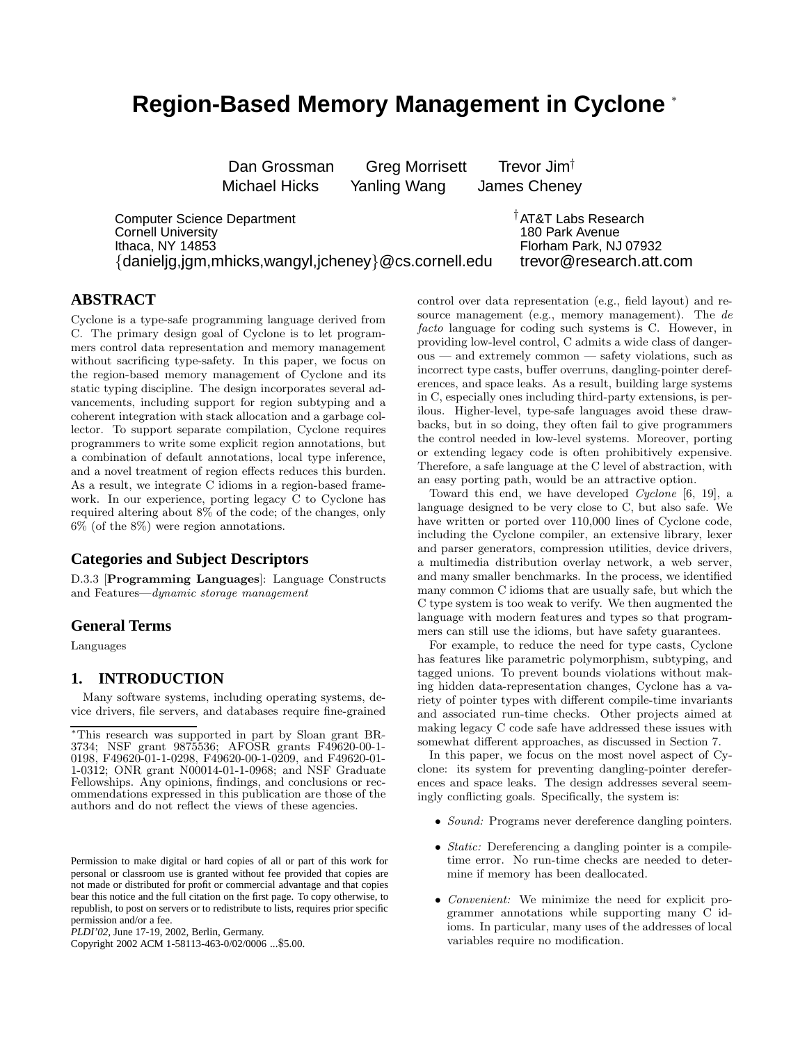# Region-Based Memory Management in Cyclone *

Dan Grossman Greg Morrisett Trevor Jim[†]
Michael Hicks Yanling Wang James Cheney

Computer Science Department
Cornell University
Ithaca, NY 14853
{danieljg,jgm,mhicks,wangyl,jcheney}@cs.cornell.edu

[†]AT&T Labs Research
180 Park Avenue
Florham Park, NJ 07932
trevor@research.att.com

## ABSTRACT

Cyclone is a type-safe programming language derived from C. The primary design goal of Cyclone is to let programmers control data representation and memory management without sacrificing type-safety. In this paper, we focus on the region-based memory management of Cyclone and its static typing discipline. The design incorporates several advancements, including support for region subtyping and a coherent integration with stack allocation and a garbage collector. To support separate compilation, Cyclone requires programmers to write some explicit region annotations, but a combination of default annotations, local type inference, and a novel treatment of region effects reduces this burden. As a result, we integrate C idioms in a region-based framework. In our experience, porting legacy C to Cyclone has required altering about 8% of the code; of the changes, only 6% (of the 8%) were region annotations.

## Categories and Subject Descriptors

D.3.3 [**Programming Languages**]: Language Constructs and Features—*dynamic storage management*

## General Terms

Languages

## 1. INTRODUCTION

Many software systems, including operating systems, device drivers, file servers, and databases require fine-grained control over data representation (e.g., field layout) and resource management (e.g., memory management). The *de facto* language for coding such systems is C. However, in providing low-level control, C admits a wide class of dangerous — and extremely common — safety violations, such as incorrect type casts, buffer overruns, dangling-pointer dereferences, and space leaks. As a result, building large systems in C, especially ones including third-party extensions, is perilous. Higher-level, type-safe languages avoid these drawbacks, but in so doing, they often fail to give programmers the control needed in low-level systems. Moreover, porting or extending legacy code is often prohibitively expensive. Therefore, a safe language at the C level of abstraction, with an easy porting path, would be an attractive option.

Toward this end, we have developed *Cyclone* [6, 19], a language designed to be very close to C, but also safe. We have written or ported over 110,000 lines of Cyclone code, including the Cyclone compiler, an extensive library, lexer and parser generators, compression utilities, device drivers, a multimedia distribution overlay network, a web server, and many smaller benchmarks. In the process, we identified many common C idioms that are usually safe, but which the C type system is too weak to verify. We then augmented the language with modern features and types so that programmers can still use the idioms, but have safety guarantees.

For example, to reduce the need for type casts, Cyclone has features like parametric polymorphism, subtyping, and tagged unions. To prevent bounds violations without making hidden data-representation changes, Cyclone has a variety of pointer types with different compile-time invariants and associated run-time checks. Other projects aimed at making legacy C code safe have addressed these issues with somewhat different approaches, as discussed in Section 7.

In this paper, we focus on the most novel aspect of Cyclone: its system for preventing dangling-pointer dereferences and space leaks. The design addresses several seemingly conflicting goals. Specifically, the system is:

- *Sound:* Programs never dereference dangling pointers.
- *Static:* Dereferencing a dangling pointer is a compile-time error. No run-time checks are needed to determine if memory has been deallocated.
- *Convenient:* We minimize the need for explicit programmer annotations while supporting many C idioms. In particular, many uses of the addresses of local variables require no modification.

*This research was supported in part by Sloan grant BR-3734; NSF grant 9875536; AFOSR grants F49620-00-1-0198, F49620-01-1-0298, F49620-00-1-0209, and F49620-01-1-0312; ONR grant N00014-01-1-0968; and NSF Graduate Fellowships. Any opinions, findings, and conclusions or recommendations expressed in this publication are those of the authors and do not reflect the views of these agencies.

Permission to make digital or hard copies of all or part of this work for personal or classroom use is granted without fee provided that copies are not made or distributed for profit or commercial advantage and that copies bear this notice and the full citation on the first page. To copy otherwise, to republish, to post on servers or to redistribute to lists, requires prior specific permission and/or a fee.
*PLDI'02*, June 17-19, 2002, Berlin, Germany.
Copyright 2002 ACM 1-58113-463-0/02/0006 ...$5.00.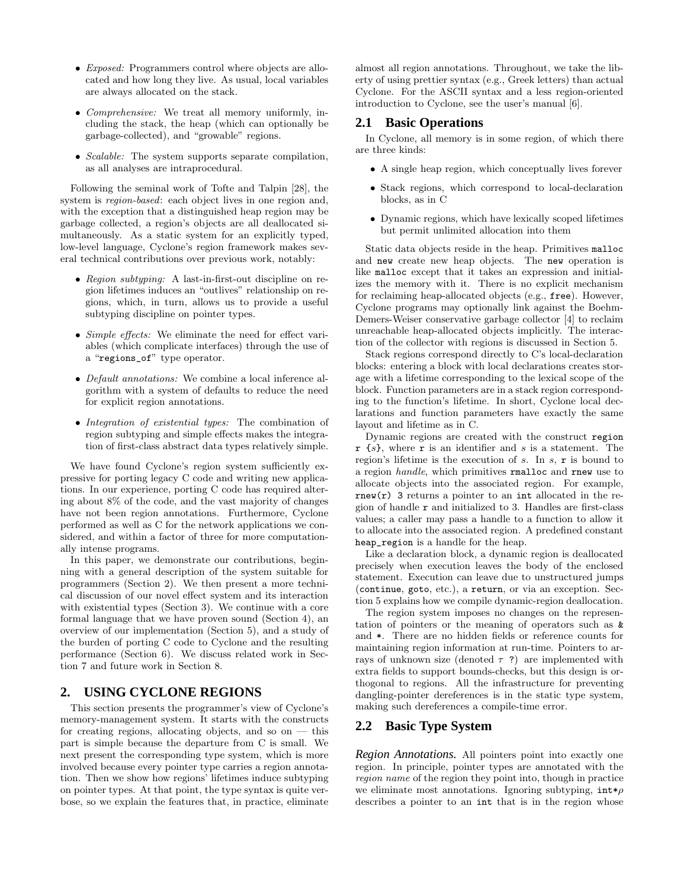- *Exposed:* Programmers control where objects are allocated and how long they live. As usual, local variables are always allocated on the stack.

- *Comprehensive:* We treat all memory uniformly, including the stack, the heap (which can optionally be garbage-collected), and "growable" regions.

- *Scalable:* The system supports separate compilation, as all analyses are intraprocedural.

Following the seminal work of Tofte and Talpin [28], the system is *region-based*: each object lives in one region and, with the exception that a distinguished heap region may be garbage collected, a region's objects are all deallocated simultaneously. As a static system for an explicitly typed, low-level language, Cyclone's region framework makes several technical contributions over previous work, notably:

- *Region subtyping:* A last-in-first-out discipline on region lifetimes induces an "outlives" relationship on regions, which, in turn, allows us to provide a useful subtyping discipline on pointer types.

- *Simple effects:* We eliminate the need for effect variables (which complicate interfaces) through the use of a "`regions_of`" type operator.

- *Default annotations:* We combine a local inference algorithm with a system of defaults to reduce the need for explicit region annotations.

- *Integration of existential types:* The combination of region subtyping and simple effects makes the integration of first-class abstract data types relatively simple.

We have found Cyclone's region system sufficiently expressive for porting legacy C code and writing new applications. In our experience, porting C code has required altering about 8% of the code, and the vast majority of changes have not been region annotations. Furthermore, Cyclone performed as well as C for the network applications we considered, and within a factor of three for more computationally intense programs.

In this paper, we demonstrate our contributions, beginning with a general description of the system suitable for programmers (Section 2). We then present a more technical discussion of our novel effect system and its interaction with existential types (Section 3). We continue with a core formal language that we have proven sound (Section 4), an overview of our implementation (Section 5), and a study of the burden of porting C code to Cyclone and the resulting performance (Section 6). We discuss related work in Section 7 and future work in Section 8.

## 2. USING CYCLONE REGIONS

This section presents the programmer's view of Cyclone's memory-management system. It starts with the constructs for creating regions, allocating objects, and so on — this part is simple because the departure from C is small. We next present the corresponding type system, which is more involved because every pointer type carries a region annotation. Then we show how regions' lifetimes induce subtyping on pointer types. At that point, the type syntax is quite verbose, so we explain the features that, in practice, eliminate almost all region annotations. Throughout, we take the liberty of using prettier syntax (e.g., Greek letters) than actual Cyclone. For the ASCII syntax and a less region-oriented introduction to Cyclone, see the user's manual [6].

### 2.1 Basic Operations

In Cyclone, all memory is in some region, of which there are three kinds:

- A single heap region, which conceptually lives forever

- Stack regions, which correspond to local-declaration blocks, as in C

- Dynamic regions, which have lexically scoped lifetimes but permit unlimited allocation into them

Static data objects reside in the heap. Primitives `malloc` and `new` create new heap objects. The `new` operation is like `malloc` except that it takes an expression and initializes the memory with it. There is no explicit mechanism for reclaiming heap-allocated objects (e.g., `free`). However, Cyclone programs may optionally link against the Boehm-Demers-Weiser conservative garbage collector [4] to reclaim unreachable heap-allocated objects implicitly. The interaction of the collector with regions is discussed in Section 5.

Stack regions correspond directly to C's local-declaration blocks: entering a block with local declarations creates storage with a lifetime corresponding to the lexical scope of the block. Function parameters are in a stack region corresponding to the function's lifetime. In short, Cyclone local declarations and function parameters have exactly the same layout and lifetime as in C.

Dynamic regions are created with the construct `region r {`$s$`}`, where `r` is an identifier and $s$ is a statement. The region's lifetime is the execution of $s$. In $s$, `r` is bound to a region *handle*, which primitives `rmalloc` and `rnew` use to allocate objects into the associated region. For example, `rnew(r) 3` returns a pointer to an `int` allocated in the region of handle `r` and initialized to 3. Handles are first-class values; a caller may pass a handle to a function to allow it to allocate into the associated region. A predefined constant `heap_region` is a handle for the heap.

Like a declaration block, a dynamic region is deallocated precisely when execution leaves the body of the enclosed statement. Execution can leave due to unstructured jumps (`continue`, `goto`, etc.), a `return`, or via an exception. Section 5 explains how we compile dynamic-region deallocation.

The region system imposes no changes on the representation of pointers or the meaning of operators such as `&` and `*`. There are no hidden fields or reference counts for maintaining region information at run-time. Pointers to arrays of unknown size (denoted $\tau$ `?`) are implemented with extra fields to support bounds-checks, but this design is orthogonal to regions. All the infrastructure for preventing dangling-pointer dereferences is in the static type system, making such dereferences a compile-time error.

### 2.2 Basic Type System

***Region Annotations.*** All pointers point into exactly one region. In principle, pointer types are annotated with the *region name* of the region they point into, though in practice we eliminate most annotations. Ignoring subtyping, `int*`$\rho$ describes a pointer to an `int` that is in the region whose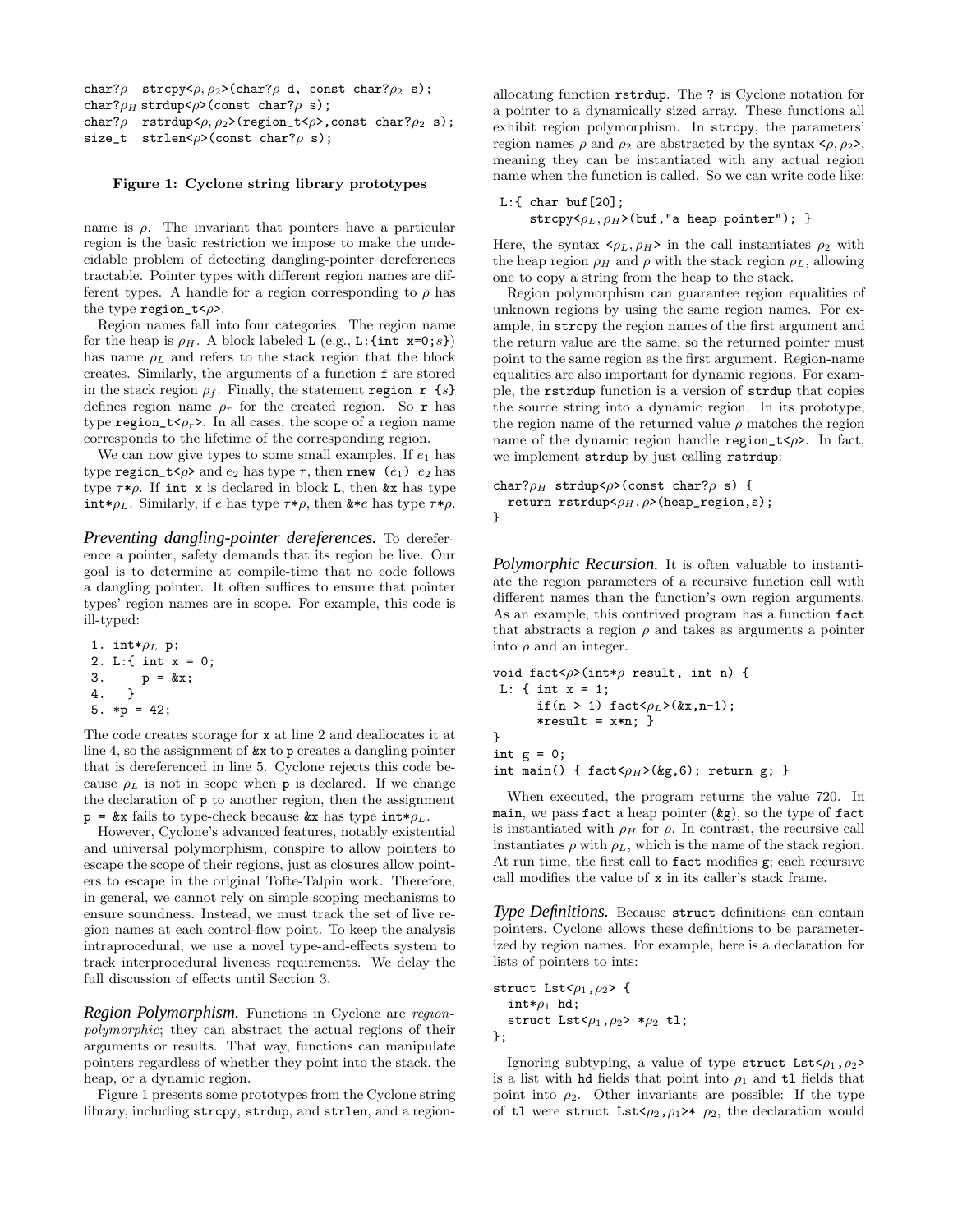```
char?ρ   strcpy<ρ,ρ2>(char?ρ d, const char?ρ2 s);
char?ρH  strdup<ρ>(const char?ρ s);
char?ρ   rstrdup<ρ,ρ2>(region_t<ρ>,const char?ρ2 s);
size_t   strlen<ρ>(const char?ρ s);
```

**Figure 1: Cyclone string library prototypes**

name is $\rho$. The invariant that pointers have a particular region is the basic restriction we impose to make the undecidable problem of detecting dangling-pointer dereferences tractable. Pointer types with different region names are different types. A handle for a region corresponding to $\rho$ has the type `region_t<`$\rho$`>`.

Region names fall into four categories. The region name for the heap is $\rho_H$. A block labeled `L` (e.g., `L:{int x=0;`$s$`}`) has name $\rho_L$ and refers to the stack region that the block creates. Similarly, the arguments of a function `f` are stored in the stack region $\rho_f$. Finally, the statement `region r {`$s$`}` defines region name $\rho_r$ for the created region. So `r` has type `region_t<`$\rho_r$`>`. In all cases, the scope of a region name corresponds to the lifetime of the corresponding region.

We can now give types to some small examples. If $e_1$ has type `region_t<`$\rho$`>` and $e_2$ has type $\tau$, then `rnew (`$e_1$`)` $e_2$ has type $\tau$`*`$\rho$. If `int x` is declared in block `L`, then `&x` has type `int*`$\rho_L$. Similarly, if $e$ has type $\tau$`*`$\rho$, then `&*`$e$ has type $\tau$`*`$\rho$.

***Preventing dangling-pointer dereferences.*** To dereference a pointer, safety demands that its region be live. Our goal is to determine at compile-time that no code follows a dangling pointer. It often suffices to ensure that pointer types' region names are in scope. For example, this code is ill-typed:

```
1. int*ρL p;
2. L:{ int x = 0;
3.      p = &x;
4.   }
5. *p = 42;
```

The code creates storage for `x` at line 2 and deallocates it at line 4, so the assignment of `&x` to `p` creates a dangling pointer that is dereferenced in line 5. Cyclone rejects this code because $\rho_L$ is not in scope when `p` is declared. If we change the declaration of `p` to another region, then the assignment `p = &x` fails to type-check because `&x` has type `int*`$\rho_L$.

However, Cyclone's advanced features, notably existential and universal polymorphism, conspire to allow pointers to escape the scope of their regions, just as closures allow pointers to escape in the original Tofte-Talpin work. Therefore, in general, we cannot rely on simple scoping mechanisms to ensure soundness. Instead, we must track the set of live region names at each control-flow point. To keep the analysis intraprocedural, we use a novel type-and-effects system to track interprocedural liveness requirements. We delay the full discussion of effects until Section 3.

***Region Polymorphism.*** Functions in Cyclone are *region-polymorphic*; they can abstract the actual regions of their arguments or results. That way, functions can manipulate pointers regardless of whether they point into the stack, the heap, or a dynamic region.

Figure 1 presents some prototypes from the Cyclone string library, including `strcpy`, `strdup`, and `strlen`, and a region-allocating function `rstrdup`. The `?` is Cyclone notation for a pointer to a dynamically sized array. These functions all exhibit region polymorphism. In `strcpy`, the parameters' region names $\rho$ and $\rho_2$ are abstracted by the syntax `<`$\rho,\rho_2$`>`, meaning they can be instantiated with any actual region name when the function is called. So we can write code like:

```
L:{ char buf[20];
    strcpy<ρL,ρH>(buf,"a heap pointer"); }
```

Here, the syntax `<`$\rho_L,\rho_H$`>` in the call instantiates $\rho_2$ with the heap region $\rho_H$ and $\rho$ with the stack region $\rho_L$, allowing one to copy a string from the heap to the stack.

Region polymorphism can guarantee region equalities of unknown regions by using the same region names. For example, in `strcpy` the region names of the first argument and the return value are the same, so the returned pointer must point to the same region as the first argument. Region-name equalities are also important for dynamic regions. For example, the `rstrdup` function is a version of `strdup` that copies the source string into a dynamic region. In its prototype, the region name of the returned value $\rho$ matches the region name of the dynamic region handle `region_t<`$\rho$`>`. In fact, we implement `strdup` by just calling `rstrdup`:

```
char?ρH strdup<ρ>(const char?ρ s) {
  return rstrdup<ρH,ρ>(heap_region,s);
}
```

***Polymorphic Recursion.*** It is often valuable to instantiate the region parameters of a recursive function call with different names than the function's own region arguments. As an example, this contrived program has a function `fact` that abstracts a region $\rho$ and takes as arguments a pointer into $\rho$ and an integer.

```
void fact<ρ>(int*ρ result, int n) {
 L: { int x = 1;
      if(n > 1) fact<ρL>(&x,n-1);
      *result = x*n; }
}
int g = 0;
int main() { fact<ρH>(&g,6); return g; }
```

When executed, the program returns the value 720. In `main`, we pass `fact` a heap pointer (`&g`), so the type of `fact` is instantiated with $\rho_H$ for $\rho$. In contrast, the recursive call instantiates $\rho$ with $\rho_L$, which is the name of the stack region. At run time, the first call to `fact` modifies `g`; each recursive call modifies the value of `x` in its caller's stack frame.

***Type Definitions.*** Because `struct` definitions can contain pointers, Cyclone allows these definitions to be parameterized by region names. For example, here is a declaration for lists of pointers to ints:

```
struct Lst<ρ1,ρ2> {
  int*ρ1 hd;
  struct Lst<ρ1,ρ2> *ρ2 tl;
};
```

Ignoring subtyping, a value of type `struct Lst<`$\rho_1,\rho_2$`>` is a list with `hd` fields that point into $\rho_1$ and `tl` fields that point into $\rho_2$. Other invariants are possible: If the type of `tl` were `struct Lst<`$\rho_2,\rho_1$`>*` $\rho_2$, the declaration would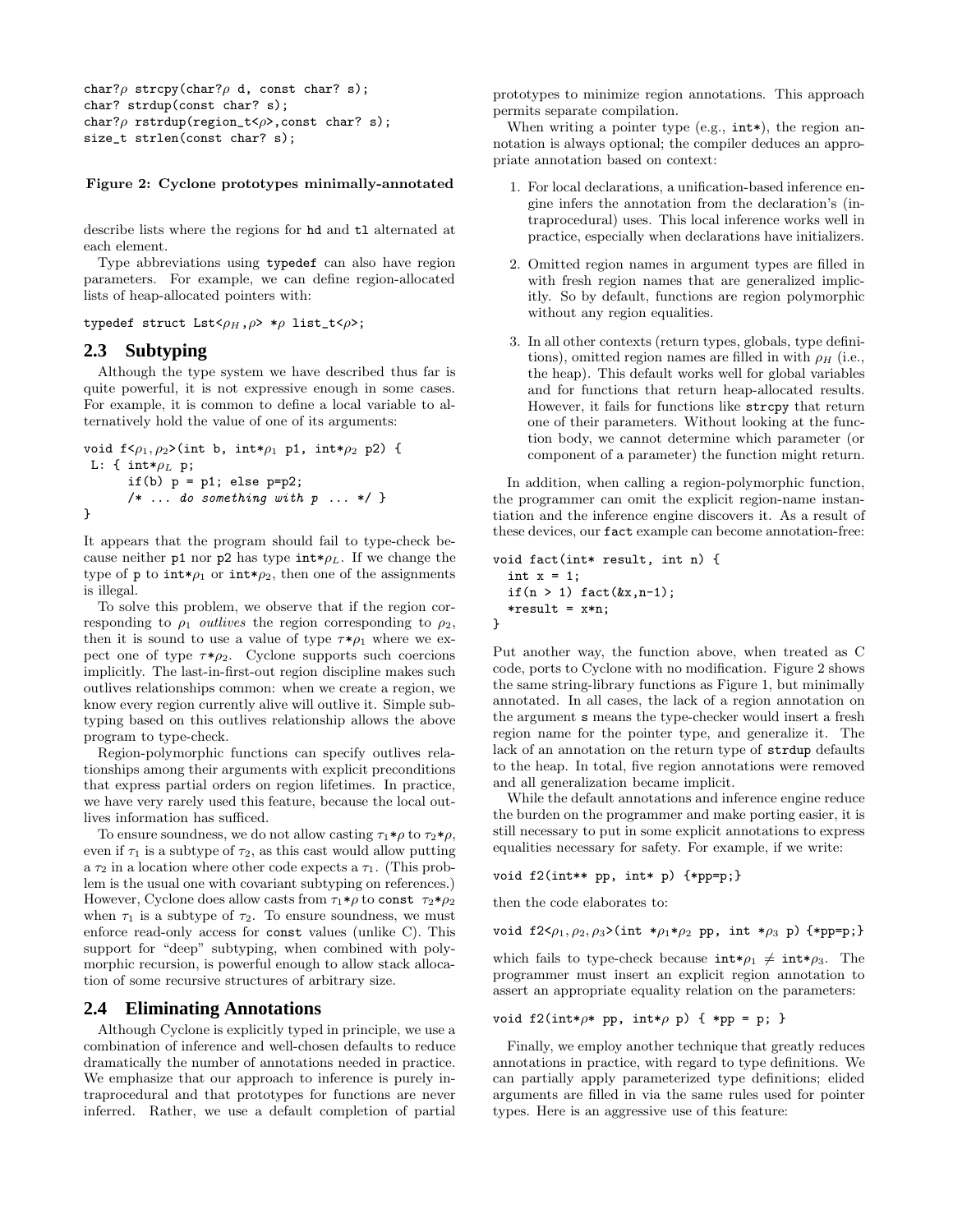```
char?ρ strcpy(char?ρ d, const char? s);
char? strdup(const char? s);
char?ρ rstrdup(region_t<ρ>,const char? s);
size_t strlen(const char? s);
```

**Figure 2: Cyclone prototypes minimally-annotated**

describe lists where the regions for hd and tl alternated at each element.

Type abbreviations using typedef can also have region parameters. For example, we can define region-allocated lists of heap-allocated pointers with:

```
typedef struct Lst<ρ_H,ρ> *ρ list_t<ρ>;
```

## 2.3 Subtyping

Although the type system we have described thus far is quite powerful, it is not expressive enough in some cases. For example, it is common to define a local variable to alternatively hold the value of one of its arguments:

```
void f<ρ1,ρ2>(int b, int*ρ1 p1, int*ρ2 p2) {
 L: { int*ρL p;
      if(b) p = p1; else p=p2;
      /* ... do something with p ... */ }
}
```

It appears that the program should fail to type-check because neither p1 nor p2 has type int*$\rho_L$. If we change the type of p to int*$\rho_1$ or int*$\rho_2$, then one of the assignments is illegal.

To solve this problem, we observe that if the region corresponding to $\rho_1$ *outlives* the region corresponding to $\rho_2$, then it is sound to use a value of type $\tau$*$\rho_1$ where we expect one of type $\tau$*$\rho_2$. Cyclone supports such coercions implicitly. The last-in-first-out region discipline makes such outlives relationships common: when we create a region, we know every region currently alive will outlive it. Simple subtyping based on this outlives relationship allows the above program to type-check.

Region-polymorphic functions can specify outlives relationships among their arguments with explicit preconditions that express partial orders on region lifetimes. In practice, we have very rarely used this feature, because the local outlives information has sufficed.

To ensure soundness, we do not allow casting $\tau_1$*$\rho$ to $\tau_2$*$\rho$, even if $\tau_1$ is a subtype of $\tau_2$, as this cast would allow putting a $\tau_2$ in a location where other code expects a $\tau_1$. (This problem is the usual one with covariant subtyping on references.) However, Cyclone does allow casts from $\tau_1$*$\rho$ to const $\tau_2$*$\rho_2$ when $\tau_1$ is a subtype of $\tau_2$. To ensure soundness, we must enforce read-only access for const values (unlike C). This support for "deep" subtyping, when combined with polymorphic recursion, is powerful enough to allow stack allocation of some recursive structures of arbitrary size.

## 2.4 Eliminating Annotations

Although Cyclone is explicitly typed in principle, we use a combination of inference and well-chosen defaults to reduce dramatically the number of annotations needed in practice. We emphasize that our approach to inference is purely intraprocedural and that prototypes for functions are never inferred. Rather, we use a default completion of partial prototypes to minimize region annotations. This approach permits separate compilation.

When writing a pointer type (e.g., int*), the region annotation is always optional; the compiler deduces an appropriate annotation based on context:

1. For local declarations, a unification-based inference engine infers the annotation from the declaration's (intraprocedural) uses. This local inference works well in practice, especially when declarations have initializers.

2. Omitted region names in argument types are filled in with fresh region names that are generalized implicitly. So by default, functions are region polymorphic without any region equalities.

3. In all other contexts (return types, globals, type definitions), omitted region names are filled in with $\rho_H$ (i.e., the heap). This default works well for global variables and for functions that return heap-allocated results. However, it fails for functions like strcpy that return one of their parameters. Without looking at the function body, we cannot determine which parameter (or component of a parameter) the function might return.

In addition, when calling a region-polymorphic function, the programmer can omit the explicit region-name instantiation and the inference engine discovers it. As a result of these devices, our fact example can become annotation-free:

```
void fact(int* result, int n) {
  int x = 1;
  if(n > 1) fact(&x,n-1);
  *result = x*n;
}
```

Put another way, the function above, when treated as C code, ports to Cyclone with no modification. Figure 2 shows the same string-library functions as Figure 1, but minimally annotated. In all cases, the lack of a region annotation on the argument s means the type-checker would insert a fresh region name for the pointer type, and generalize it. The lack of an annotation on the return type of strdup defaults to the heap. In total, five region annotations were removed and all generalization became implicit.

While the default annotations and inference engine reduce the burden on the programmer and make porting easier, it is still necessary to put in some explicit annotations to express equalities necessary for safety. For example, if we write:

```
void f2(int** pp, int* p) {*pp=p;}
```

then the code elaborates to:

```
void f2<ρ1,ρ2,ρ3>(int *ρ1*ρ2 pp, int *ρ3 p) {*pp=p;}
```

which fails to type-check because int*$\rho_1 \neq$ int*$\rho_3$. The programmer must insert an explicit region annotation to assert an appropriate equality relation on the parameters:

```
void f2(int*ρ* pp, int*ρ p) { *pp = p; }
```

Finally, we employ another technique that greatly reduces annotations in practice, with regard to type definitions. We can partially apply parameterized type definitions; elided arguments are filled in via the same rules used for pointer types. Here is an aggressive use of this feature: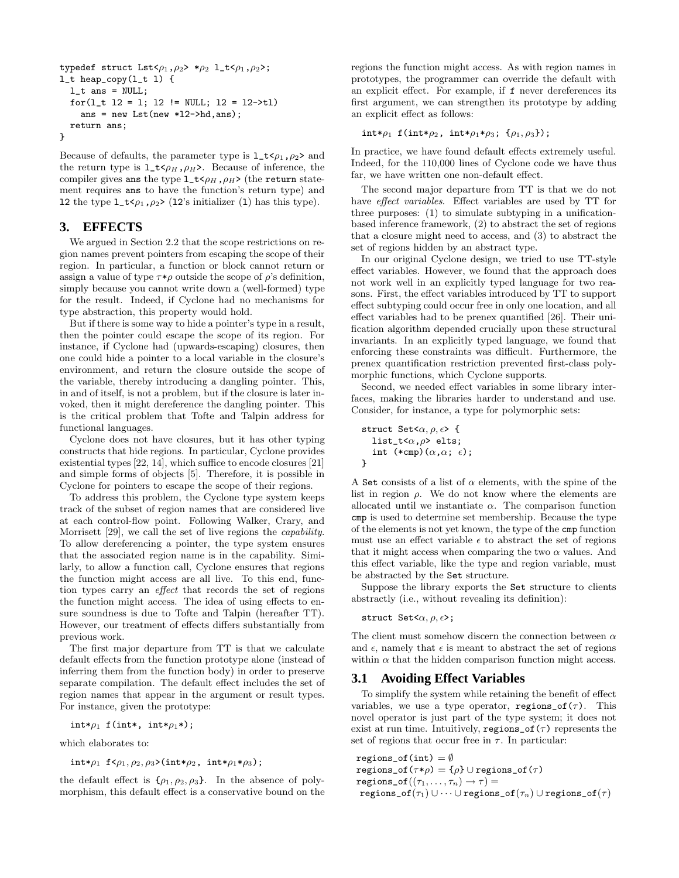```
typedef struct Lst<ρ1,ρ2> *ρ2 l_t<ρ1,ρ2>;
l_t heap_copy(l_t l) {
  l_t ans = NULL;
  for(l_t l2 = l; l2 != NULL; l2 = l2->tl)
    ans = new Lst(new *l2->hd,ans);
  return ans;
}
```

Because of defaults, the parameter type is `l_t<`$\rho_1$`,`$\rho_2$`>` and the return type is `l_t<`$\rho_H$`,`$\rho_H$`>`. Because of inference, the compiler gives `ans` the type `l_t<`$\rho_H$`,`$\rho_H$`>` (the `return` statement requires `ans` to have the function's return type) and `l2` the type `l_t<`$\rho_1$`,`$\rho_2$`>` (`l2`'s initializer (`l`) has this type).

## 3. EFFECTS

We argued in Section 2.2 that the scope restrictions on region names prevent pointers from escaping the scope of their region. In particular, a function or block cannot return or assign a value of type $\tau$`*`$\rho$ outside the scope of $\rho$'s definition, simply because you cannot write down a (well-formed) type for the result. Indeed, if Cyclone had no mechanisms for type abstraction, this property would hold.

But if there is some way to hide a pointer's type in a result, then the pointer could escape the scope of its region. For instance, if Cyclone had (upwards-escaping) closures, then one could hide a pointer to a local variable in the closure's environment, and return the closure outside the scope of the variable, thereby introducing a dangling pointer. This, in and of itself, is not a problem, but if the closure is later invoked, then it might dereference the dangling pointer. This is the critical problem that Tofte and Talpin address for functional languages.

Cyclone does not have closures, but it has other typing constructs that hide regions. In particular, Cyclone provides existential types [22, 14], which suffice to encode closures [21] and simple forms of objects [5]. Therefore, it is possible in Cyclone for pointers to escape the scope of their regions.

To address this problem, the Cyclone type system keeps track of the subset of region names that are considered live at each control-flow point. Following Walker, Crary, and Morrisett [29], we call the set of live regions the *capability*. To allow dereferencing a pointer, the type system ensures that the associated region name is in the capability. Similarly, to allow a function call, Cyclone ensures that regions the function might access are all live. To this end, function types carry an *effect* that records the set of regions the function might access. The idea of using effects to ensure soundness is due to Tofte and Talpin (hereafter TT). However, our treatment of effects differs substantially from previous work.

The first major departure from TT is that we calculate default effects from the function prototype alone (instead of inferring them from the function body) in order to preserve separate compilation. The default effect includes the set of region names that appear in the argument or result types. For instance, given the prototype:

```
int*ρ1 f(int*, int*ρ1*);
```

which elaborates to:

```
int*ρ1 f<ρ1,ρ2,ρ3>(int*ρ2, int*ρ1*ρ3);
```

the default effect is $\{\rho_1, \rho_2, \rho_3\}$. In the absence of polymorphism, this default effect is a conservative bound on the regions the function might access. As with region names in prototypes, the programmer can override the default with an explicit effect. For example, if `f` never dereferences its first argument, we can strengthen its prototype by adding an explicit effect as follows:

```
int*ρ1 f(int*ρ2, int*ρ1*ρ3; {ρ1,ρ3});
```

In practice, we have found default effects extremely useful. Indeed, for the 110,000 lines of Cyclone code we have thus far, we have written one non-default effect.

The second major departure from TT is that we do not have *effect variables*. Effect variables are used by TT for three purposes: (1) to simulate subtyping in a unification-based inference framework, (2) to abstract the set of regions that a closure might need to access, and (3) to abstract the set of regions hidden by an abstract type.

In our original Cyclone design, we tried to use TT-style effect variables. However, we found that the approach does not work well in an explicitly typed language for two reasons. First, the effect variables introduced by TT to support effect subtyping could occur free in only one location, and all effect variables had to be prenex quantified [26]. Their unification algorithm depended crucially upon these structural invariants. In an explicitly typed language, we found that enforcing these constraints was difficult. Furthermore, the prenex quantification restriction prevented first-class polymorphic functions, which Cyclone supports.

Second, we needed effect variables in some library interfaces, making the libraries harder to understand and use. Consider, for instance, a type for polymorphic sets:

```
struct Set<α,ρ,ε> {
  list_t<α,ρ> elts;
  int (*cmp)(α,α; ε);
}
```

A `Set` consists of a list of $\alpha$ elements, with the spine of the list in region $\rho$. We do not know where the elements are allocated until we instantiate $\alpha$. The comparison function `cmp` is used to determine set membership. Because the type of the elements is not yet known, the type of the `cmp` function must use an effect variable $\epsilon$ to abstract the set of regions that it might access when comparing the two $\alpha$ values. And this effect variable, like the type and region variable, must be abstracted by the `Set` structure.

Suppose the library exports the `Set` structure to clients abstractly (i.e., without revealing its definition):

```
struct Set<α,ρ,ε>;
```

The client must somehow discern the connection between $\alpha$ and $\epsilon$, namely that $\epsilon$ is meant to abstract the set of regions within $\alpha$ that the hidden comparison function might access.

### 3.1 Avoiding Effect Variables

To simplify the system while retaining the benefit of effect variables, we use a type operator, `regions_of(`$\tau$`)`. This novel operator is just part of the type system; it does not exist at run time. Intuitively, `regions_of(`$\tau$`)` represents the set of regions that occur free in $\tau$. In particular:

$$\texttt{regions\_of(int)} = \emptyset$$
$$\texttt{regions\_of(}\tau\texttt{*}\rho\texttt{)} = \{\rho\} \cup \texttt{regions\_of(}\tau\texttt{)}$$
$$\texttt{regions\_of(}(\tau_1,\ldots,\tau_n) \to \tau\texttt{)} = \texttt{regions\_of(}\tau_1\texttt{)} \cup \cdots \cup \texttt{regions\_of(}\tau_n\texttt{)} \cup \texttt{regions\_of(}\tau\texttt{)}$$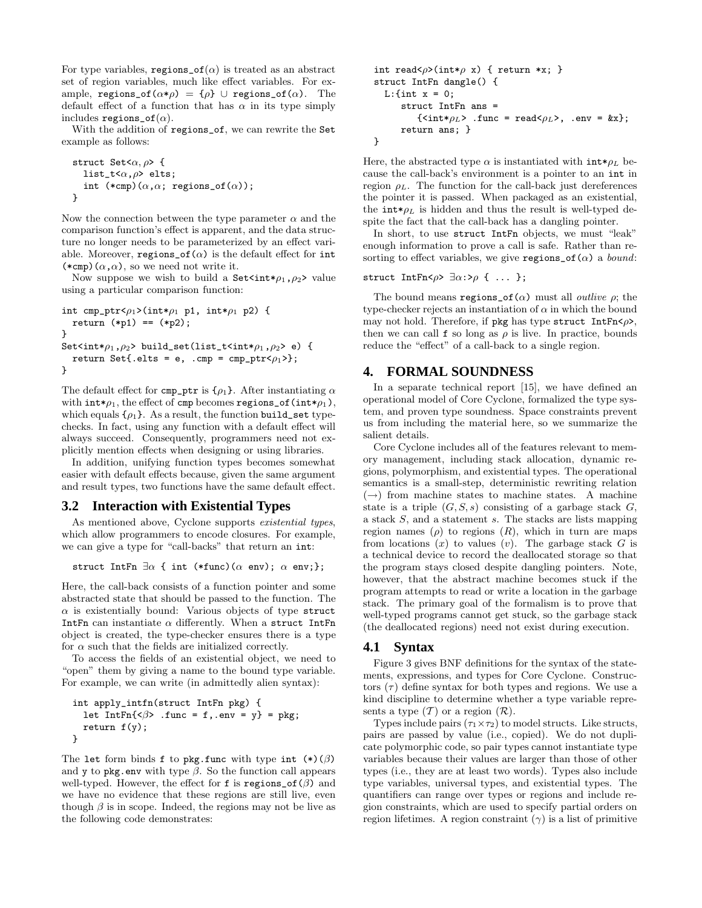For type variables, `regions_of`($\alpha$) is treated as an abstract set of region variables, much like effect variables. For example, `regions_of`($\alpha*\rho$) $= \{\rho\} \cup$ `regions_of`($\alpha$). The default effect of a function that has $\alpha$ in its type simply includes `regions_of`($\alpha$).

With the addition of `regions_of`, we can rewrite the `Set` example as follows:

```
struct Set<α,ρ> {
  list_t<α,ρ> elts;
  int (*cmp)(α,α; regions_of(α));
}
```

Now the connection between the type parameter $\alpha$ and the comparison function's effect is apparent, and the data structure no longer needs to be parameterized by an effect variable. Moreover, `regions_of`($\alpha$) is the default effect for `int (*cmp)(`$\alpha$`,`$\alpha$`)`, so we need not write it.

Now suppose we wish to build a `Set<int*`$\rho_1$`,`$\rho_2$`>` value using a particular comparison function:

```
int cmp_ptr<ρ1>(int*ρ1 p1, int*ρ1 p2) {
  return (*p1) == (*p2);
}
Set<int*ρ1,ρ2> build_set(list_t<int*ρ1,ρ2> e) {
  return Set{.elts = e, .cmp = cmp_ptr<ρ1>};
}
```

The default effect for `cmp_ptr` is $\{\rho_1\}$. After instantiating $\alpha$ with `int*`$\rho_1$, the effect of `cmp` becomes `regions_of(int*`$\rho_1$`)`, which equals $\{\rho_1\}$. As a result, the function `build_set` type-checks. In fact, using any function with a default effect will always succeed. Consequently, programmers need not explicitly mention effects when designing or using libraries.

In addition, unifying function types becomes somewhat easier with default effects because, given the same argument and result types, two functions have the same default effect.

### 3.2 Interaction with Existential Types

As mentioned above, Cyclone supports *existential types*, which allow programmers to encode closures. For example, we can give a type for "call-backs" that return an `int`:

```
struct IntFn ∃α { int (*func)(α env); α env;};
```

Here, the call-back consists of a function pointer and some abstracted state that should be passed to the function. The $\alpha$ is existentially bound: Various objects of type `struct IntFn` can instantiate $\alpha$ differently. When a `struct IntFn` object is created, the type-checker ensures there is a type for $\alpha$ such that the fields are initialized correctly.

To access the fields of an existential object, we need to "open" them by giving a name to the bound type variable. For example, we can write (in admittedly alien syntax):

```
int apply_intfn(struct IntFn pkg) {
  let IntFn{<β> .func = f,.env = y} = pkg;
  return f(y);
}
```

The `let` form binds `f` to `pkg.func` with type `int (*)(`$\beta$`)` and `y` to `pkg.env` with type $\beta$. So the function call appears well-typed. However, the effect for `f` is `regions_of`($\beta$) and we have no evidence that these regions are still live, even though $\beta$ is in scope. Indeed, the regions may not be live as the following code demonstrates:

```
int read<ρ>(int*ρ x) { return *x; }
struct IntFn dangle() {
  L:{int x = 0;
     struct IntFn ans =
        {<int*ρL> .func = read<ρL>, .env = &x};
     return ans; }
}
```

Here, the abstracted type $\alpha$ is instantiated with `int*`$\rho_L$ because the call-back's environment is a pointer to an `int` in region $\rho_L$. The function for the call-back just dereferences the pointer it is passed. When packaged as an existential, the `int*`$\rho_L$ is hidden and thus the result is well-typed despite the fact that the call-back has a dangling pointer.

In short, to use `struct IntFn` objects, we must "leak" enough information to prove a call is safe. Rather than resorting to effect variables, we give `regions_of`($\alpha$) a *bound*:

```
struct IntFn<ρ> ∃α:>ρ { ... };
```

The bound means `regions_of`($\alpha$) must all *outlive* $\rho$; the type-checker rejects an instantiation of $\alpha$ in which the bound may not hold. Therefore, if `pkg` has type `struct IntFn<`$\rho$`>`, then we can call `f` so long as $\rho$ is live. In practice, bounds reduce the "effect" of a call-back to a single region.

## 4. FORMAL SOUNDNESS

In a separate technical report [15], we have defined an operational model of Core Cyclone, formalized the type system, and proven type soundness. Space constraints prevent us from including the material here, so we summarize the salient details.

Core Cyclone includes all of the features relevant to memory management, including stack allocation, dynamic regions, polymorphism, and existential types. The operational semantics is a small-step, deterministic rewriting relation ($\rightarrow$) from machine states to machine states. A machine state is a triple $(G, S, s)$ consisting of a garbage stack $G$, a stack $S$, and a statement $s$. The stacks are lists mapping region names ($\rho$) to regions ($R$), which in turn are maps from locations ($x$) to values ($v$). The garbage stack $G$ is a technical device to record the deallocated storage so that the program stays closed despite dangling pointers. Note, however, that the abstract machine becomes stuck if the program attempts to read or write a location in the garbage stack. The primary goal of the formalism is to prove that well-typed programs cannot get stuck, so the garbage stack (the deallocated regions) need not exist during execution.

### 4.1 Syntax

Figure 3 gives BNF definitions for the syntax of the statements, expressions, and types for Core Cyclone. Constructors ($\tau$) define syntax for both types and regions. We use a kind discipline to determine whether a type variable represents a type ($\mathcal{T}$) or a region ($\mathcal{R}$).

Types include pairs ($\tau_1 \times \tau_2$) to model structs. Like structs, pairs are passed by value (i.e., copied). We do not duplicate polymorphic code, so pair types cannot instantiate type variables because their values are larger than those of other types (i.e., they are at least two words). Types also include type variables, universal types, and existential types. The quantifiers can range over types or regions and include region constraints, which are used to specify partial orders on region lifetimes. A region constraint ($\gamma$) is a list of primitive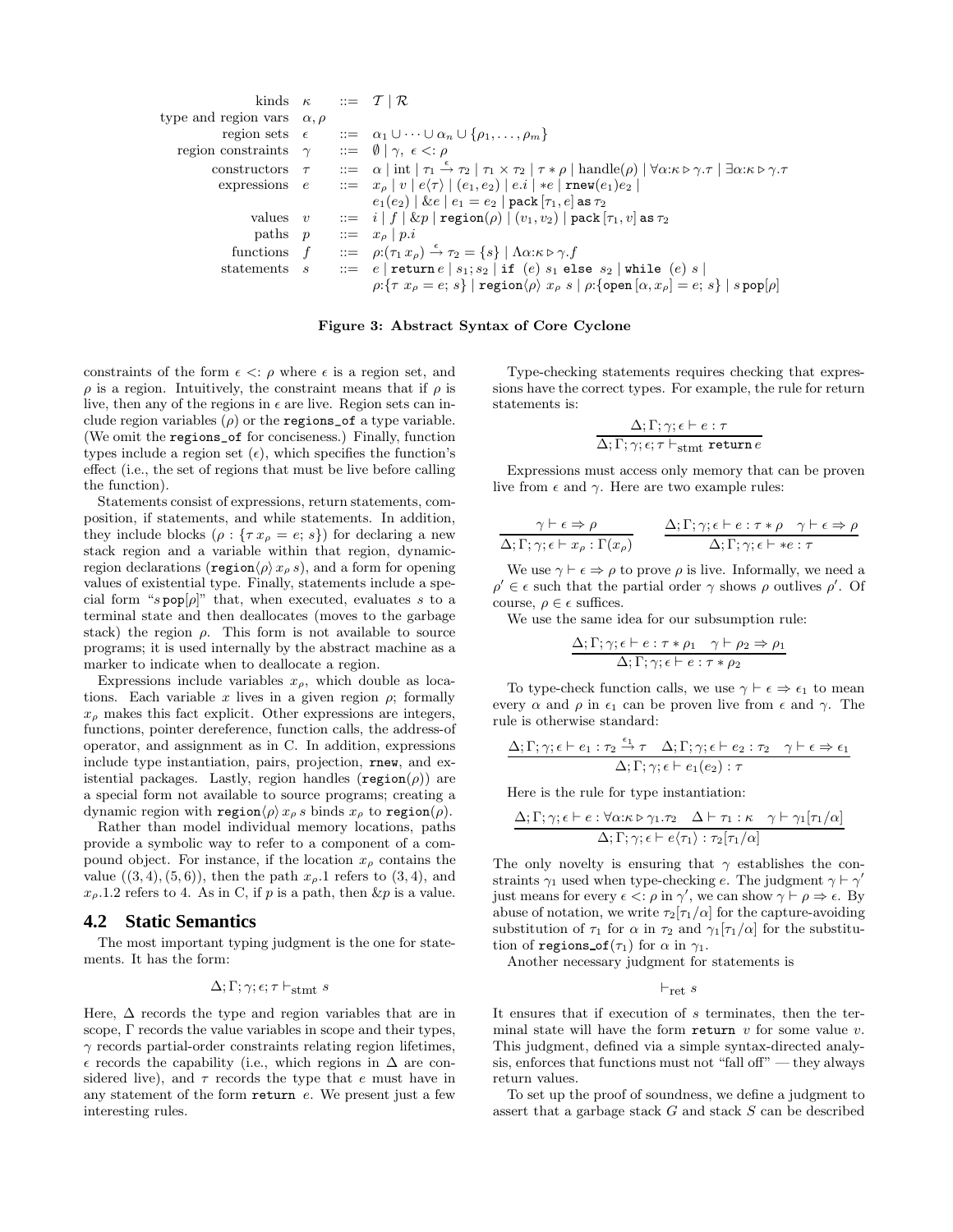$$
\begin{array}{rcl}
\text{kinds} \quad \kappa & ::= & \mathcal{T} \mid \mathcal{R} \\
\text{type and region vars} \quad \alpha, \rho & & \\
\text{region sets} \quad \epsilon & ::= & \alpha_1 \cup \cdots \cup \alpha_n \cup \{\rho_1, \ldots, \rho_m\} \\
\text{region constraints} \quad \gamma & ::= & \emptyset \mid \gamma,\ \epsilon <: \rho \\
\text{constructors} \quad \tau & ::= & \alpha \mid \text{int} \mid \tau_1 \xrightarrow{\epsilon} \tau_2 \mid \tau_1 \times \tau_2 \mid \tau * \rho \mid \text{handle}(\rho) \mid \forall \alpha{:}\kappa \triangleright \gamma.\tau \mid \exists \alpha{:}\kappa \triangleright \gamma.\tau \\
\text{expressions} \quad e & ::= & x_\rho \mid v \mid e\langle\tau\rangle \mid (e_1, e_2) \mid e.i \mid *e \mid \texttt{rnew}(e_1)e_2 \mid \\
& & e_1(e_2) \mid \&e \mid e_1 = e_2 \mid \texttt{pack}\,[\tau_1, e]\,\texttt{as}\,\tau_2 \\
\text{values} \quad v & ::= & i \mid f \mid \&p \mid \texttt{region}(\rho) \mid (v_1, v_2) \mid \texttt{pack}\,[\tau_1, v]\,\texttt{as}\,\tau_2 \\
\text{paths} \quad p & ::= & x_\rho \mid p.i \\
\text{functions} \quad f & ::= & \rho{:}(\tau_1\, x_\rho) \xrightarrow{\epsilon} \tau_2 = \{s\} \mid \Lambda \alpha{:}\kappa \triangleright \gamma.f \\
\text{statements} \quad s & ::= & e \mid \texttt{return}\, e \mid s_1; s_2 \mid \texttt{if}\ (e)\ s_1\ \texttt{else}\ s_2 \mid \texttt{while}\ (e)\ s \mid \\
& & \rho{:}\{\tau\ x_\rho = e;\ s\} \mid \texttt{region}\langle\rho\rangle\ x_\rho\ s \mid \rho{:}\{\texttt{open}\,[\alpha, x_\rho] = e;\ s\} \mid s\,\texttt{pop}[\rho]
\end{array}
$$

**Figure 3: Abstract Syntax of Core Cyclone**

constraints of the form $\epsilon <: \rho$ where $\epsilon$ is a region set, and $\rho$ is a region. Intuitively, the constraint means that if $\rho$ is live, then any of the regions in $\epsilon$ are live. Region sets can include region variables ($\rho$) or the regions_of a type variable. (We omit the regions_of for conciseness.) Finally, function types include a region set ($\epsilon$), which specifies the function's effect (i.e., the set of regions that must be live before calling the function).

Statements consist of expressions, return statements, composition, if statements, and while statements. In addition, they include blocks ($\rho : \{\tau\, x_\rho = e;\, s\}$) for declaring a new stack region and a variable within that region, dynamic-region declarations ($\texttt{region}\langle\rho\rangle\, x_\rho\, s$), and a form for opening values of existential type. Finally, statements include a special form "$s\,\texttt{pop}[\rho]$" that, when executed, evaluates $s$ to a terminal state and then deallocates (moves to the garbage stack) the region $\rho$. This form is not available to source programs; it is used internally by the abstract machine as a marker to indicate when to deallocate a region.

Expressions include variables $x_\rho$, which double as locations. Each variable $x$ lives in a given region $\rho$; formally $x_\rho$ makes this fact explicit. Other expressions are integers, functions, pointer dereference, function calls, the address-of operator, and assignment as in C. In addition, expressions include type instantiation, pairs, projection, rnew, and existential packages. Lastly, region handles ($\texttt{region}(\rho)$) are a special form not available to source programs; creating a dynamic region with $\texttt{region}\langle\rho\rangle\, x_\rho\, s$ binds $x_\rho$ to $\texttt{region}(\rho)$.

Rather than model individual memory locations, paths provide a symbolic way to refer to a component of a compound object. For instance, if the location $x_\rho$ contains the value $((3, 4), (5, 6))$, then the path $x_\rho.1$ refers to $(3, 4)$, and $x_\rho.1.2$ refers to 4. As in C, if $p$ is a path, then $\&p$ is a value.

## 4.2 Static Semantics

The most important typing judgment is the one for statements. It has the form:

$$\Delta; \Gamma; \gamma; \epsilon; \tau \vdash_{\text{stmt}} s$$

Here, $\Delta$ records the type and region variables that are in scope, $\Gamma$ records the value variables in scope and their types, $\gamma$ records partial-order constraints relating region lifetimes, $\epsilon$ records the capability (i.e., which regions in $\Delta$ are considered live), and $\tau$ records the type that $e$ must have in any statement of the form return $e$. We present just a few interesting rules.

Type-checking statements requires checking that expressions have the correct types. For example, the rule for return statements is:

$$\frac{\Delta; \Gamma; \gamma; \epsilon \vdash e : \tau}{\Delta; \Gamma; \gamma; \epsilon; \tau \vdash_{\text{stmt}} \texttt{return}\, e}$$

Expressions must access only memory that can be proven live from $\epsilon$ and $\gamma$. Here are two example rules:

$$\frac{\gamma \vdash \epsilon \Rightarrow \rho}{\Delta; \Gamma; \gamma; \epsilon \vdash x_\rho : \Gamma(x_\rho)} \qquad \frac{\Delta; \Gamma; \gamma; \epsilon \vdash e : \tau * \rho \quad \gamma \vdash \epsilon \Rightarrow \rho}{\Delta; \Gamma; \gamma; \epsilon \vdash *e : \tau}$$

We use $\gamma \vdash \epsilon \Rightarrow \rho$ to prove $\rho$ is live. Informally, we need a $\rho' \in \epsilon$ such that the partial order $\gamma$ shows $\rho$ outlives $\rho'$. Of course, $\rho \in \epsilon$ suffices.

We use the same idea for our subsumption rule:

$$\frac{\Delta; \Gamma; \gamma; \epsilon \vdash e : \tau * \rho_1 \quad \gamma \vdash \rho_2 \Rightarrow \rho_1}{\Delta; \Gamma; \gamma; \epsilon \vdash e : \tau * \rho_2}$$

To type-check function calls, we use $\gamma \vdash \epsilon \Rightarrow \epsilon_1$ to mean every $\alpha$ and $\rho$ in $\epsilon_1$ can be proven live from $\epsilon$ and $\gamma$. The rule is otherwise standard:

$$\frac{\Delta; \Gamma; \gamma; \epsilon \vdash e_1 : \tau_2 \xrightarrow{\epsilon_1} \tau \quad \Delta; \Gamma; \gamma; \epsilon \vdash e_2 : \tau_2 \quad \gamma \vdash \epsilon \Rightarrow \epsilon_1}{\Delta; \Gamma; \gamma; \epsilon \vdash e_1(e_2) : \tau}$$

Here is the rule for type instantiation:

$$\frac{\Delta; \Gamma; \gamma; \epsilon \vdash e : \forall \alpha{:}\kappa \triangleright \gamma_1.\tau_2 \quad \Delta \vdash \tau_1 : \kappa \quad \gamma \vdash \gamma_1[\tau_1/\alpha]}{\Delta; \Gamma; \gamma; \epsilon \vdash e\langle\tau_1\rangle : \tau_2[\tau_1/\alpha]}$$

The only novelty is ensuring that $\gamma$ establishes the constraints $\gamma_1$ used when type-checking $e$. The judgment $\gamma \vdash \gamma'$ just means for every $\epsilon <: \rho$ in $\gamma'$, we can show $\gamma \vdash \rho \Rightarrow \epsilon$. By abuse of notation, we write $\tau_2[\tau_1/\alpha]$ for the capture-avoiding substitution of $\tau_1$ for $\alpha$ in $\tau_2$ and $\gamma_1[\tau_1/\alpha]$ for the substitution of regions_of($\tau_1$) for $\alpha$ in $\gamma_1$.

Another necessary judgment for statements is

$$\vdash_{\text{ret}} s$$

It ensures that if execution of $s$ terminates, then the terminal state will have the form return $v$ for some value $v$. This judgment, defined via a simple syntax-directed analysis, enforces that functions must not "fall off" — they always return values.

To set up the proof of soundness, we define a judgment to assert that a garbage stack $G$ and stack $S$ can be described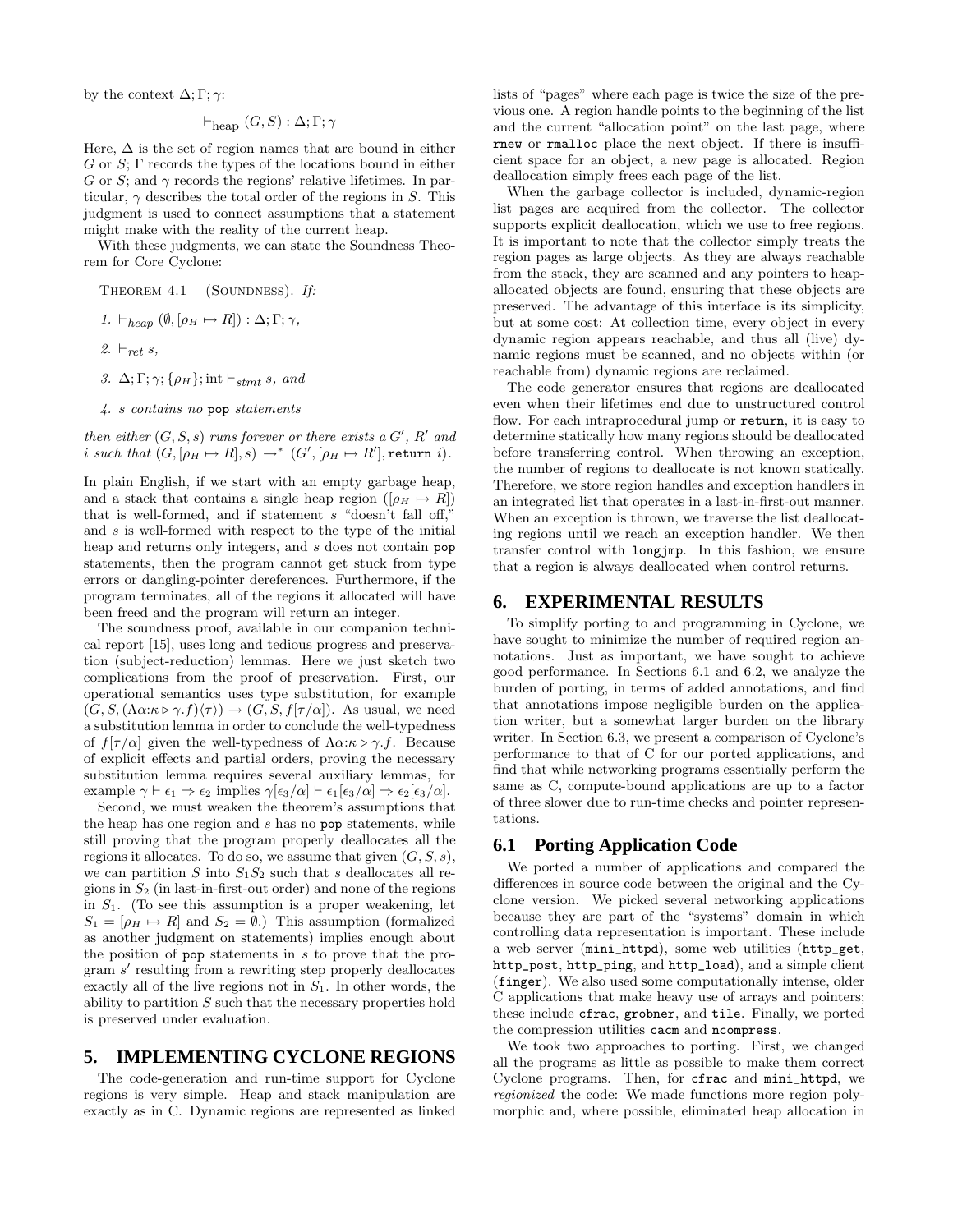by the context $\Delta; \Gamma; \gamma$:

$$\vdash_{\text{heap}} (G, S) : \Delta; \Gamma; \gamma$$

Here, $\Delta$ is the set of region names that are bound in either $G$ or $S$; $\Gamma$ records the types of the locations bound in either $G$ or $S$; and $\gamma$ records the regions' relative lifetimes. In particular, $\gamma$ describes the total order of the regions in $S$. This judgment is used to connect assumptions that a statement might make with the reality of the current heap.

With these judgments, we can state the Soundness Theorem for Core Cyclone:

THEOREM 4.1 (SOUNDNESS). *If:*

1. $\vdash_{heap} (\emptyset, [\rho_H \mapsto R]) : \Delta; \Gamma; \gamma,$
2. $\vdash_{ret}\, s,$
3. $\Delta; \Gamma; \gamma; \{\rho_H\}; \text{int} \vdash_{stmt} s,$ *and*
4. *s contains no* `pop` *statements*

*then either $(G, S, s)$ runs forever or there exists a $G'$, $R'$ and $i$ such that $(G, [\rho_H \mapsto R], s) \to^* (G', [\rho_H \mapsto R'], \texttt{return}\ i)$.*

In plain English, if we start with an empty garbage heap, and a stack that contains a single heap region ($[\rho_H \mapsto R]$) that is well-formed, and if statement $s$ "doesn't fall off," and $s$ is well-formed with respect to the type of the initial heap and returns only integers, and $s$ does not contain `pop` statements, then the program cannot get stuck from type errors or dangling-pointer dereferences. Furthermore, if the program terminates, all of the regions it allocated will have been freed and the program will return an integer.

The soundness proof, available in our companion technical report [15], uses long and tedious progress and preservation (subject-reduction) lemmas. Here we just sketch two complications from the proof of preservation. First, our operational semantics uses type substitution, for example $(G, S, (\Lambda\alpha{:}\kappa \triangleright \gamma.f)\langle\tau\rangle) \to (G, S, f[\tau/\alpha])$. As usual, we need a substitution lemma in order to conclude the well-typedness of $f[\tau/\alpha]$ given the well-typedness of $\Lambda\alpha{:}\kappa \triangleright \gamma.f$. Because of explicit effects and partial orders, proving the necessary substitution lemma requires several auxiliary lemmas, for example $\gamma \vdash \epsilon_1 \Rightarrow \epsilon_2$ implies $\gamma[\epsilon_3/\alpha] \vdash \epsilon_1[\epsilon_3/\alpha] \Rightarrow \epsilon_2[\epsilon_3/\alpha]$.

Second, we must weaken the theorem's assumptions that the heap has one region and $s$ has no `pop` statements, while still proving that the program properly deallocates all the regions it allocates. To do so, we assume that given $(G, S, s)$, we can partition $S$ into $S_1 S_2$ such that $s$ deallocates all regions in $S_2$ (in last-in-first-out order) and none of the regions in $S_1$. (To see this assumption is a proper weakening, let $S_1 = [\rho_H \mapsto R]$ and $S_2 = \emptyset$.) This assumption (formalized as another judgment on statements) implies enough about the position of `pop` statements in $s$ to prove that the program $s'$ resulting from a rewriting step properly deallocates exactly all of the live regions not in $S_1$. In other words, the ability to partition $S$ such that the necessary properties hold is preserved under evaluation.

# 5. IMPLEMENTING CYCLONE REGIONS

The code-generation and run-time support for Cyclone regions is very simple. Heap and stack manipulation are exactly as in C. Dynamic regions are represented as linked lists of "pages" where each page is twice the size of the previous one. A region handle points to the beginning of the list and the current "allocation point" on the last page, where `rnew` or `rmalloc` place the next object. If there is insufficient space for an object, a new page is allocated. Region deallocation simply frees each page of the list.

When the garbage collector is included, dynamic-region list pages are acquired from the collector. The collector supports explicit deallocation, which we use to free regions. It is important to note that the collector simply treats the region pages as large objects. As they are always reachable from the stack, they are scanned and any pointers to heap-allocated objects are found, ensuring that these objects are preserved. The advantage of this interface is its simplicity, but at some cost: At collection time, every object in every dynamic region appears reachable, and thus all (live) dynamic regions must be scanned, and no objects within (or reachable from) dynamic regions are reclaimed.

The code generator ensures that regions are deallocated even when their lifetimes end due to unstructured control flow. For each intraprocedural jump or `return`, it is easy to determine statically how many regions should be deallocated before transferring control. When throwing an exception, the number of regions to deallocate is not known statically. Therefore, we store region handles and exception handlers in an integrated list that operates in a last-in-first-out manner. When an exception is thrown, we traverse the list deallocating regions until we reach an exception handler. We then transfer control with `longjmp`. In this fashion, we ensure that a region is always deallocated when control returns.

# 6. EXPERIMENTAL RESULTS

To simplify porting to and programming in Cyclone, we have sought to minimize the number of required region annotations. Just as important, we have sought to achieve good performance. In Sections 6.1 and 6.2, we analyze the burden of porting, in terms of added annotations, and find that annotations impose negligible burden on the application writer, but a somewhat larger burden on the library writer. In Section 6.3, we present a comparison of Cyclone's performance to that of C for our ported applications, and find that while networking programs essentially perform the same as C, compute-bound applications are up to a factor of three slower due to run-time checks and pointer representations.

## 6.1 Porting Application Code

We ported a number of applications and compared the differences in source code between the original and the Cyclone version. We picked several networking applications because they are part of the "systems" domain in which controlling data representation is important. These include a web server (`mini_httpd`), some web utilities (`http_get`, `http_post`, `http_ping`, and `http_load`), and a simple client (`finger`). We also used some computationally intense, older C applications that make heavy use of arrays and pointers; these include `cfrac`, `grobner`, and `tile`. Finally, we ported the compression utilities `cacm` and `ncompress`.

We took two approaches to porting. First, we changed all the programs as little as possible to make them correct Cyclone programs. Then, for `cfrac` and `mini_httpd`, we *regionized* the code: We made functions more region polymorphic and, where possible, eliminated heap allocation in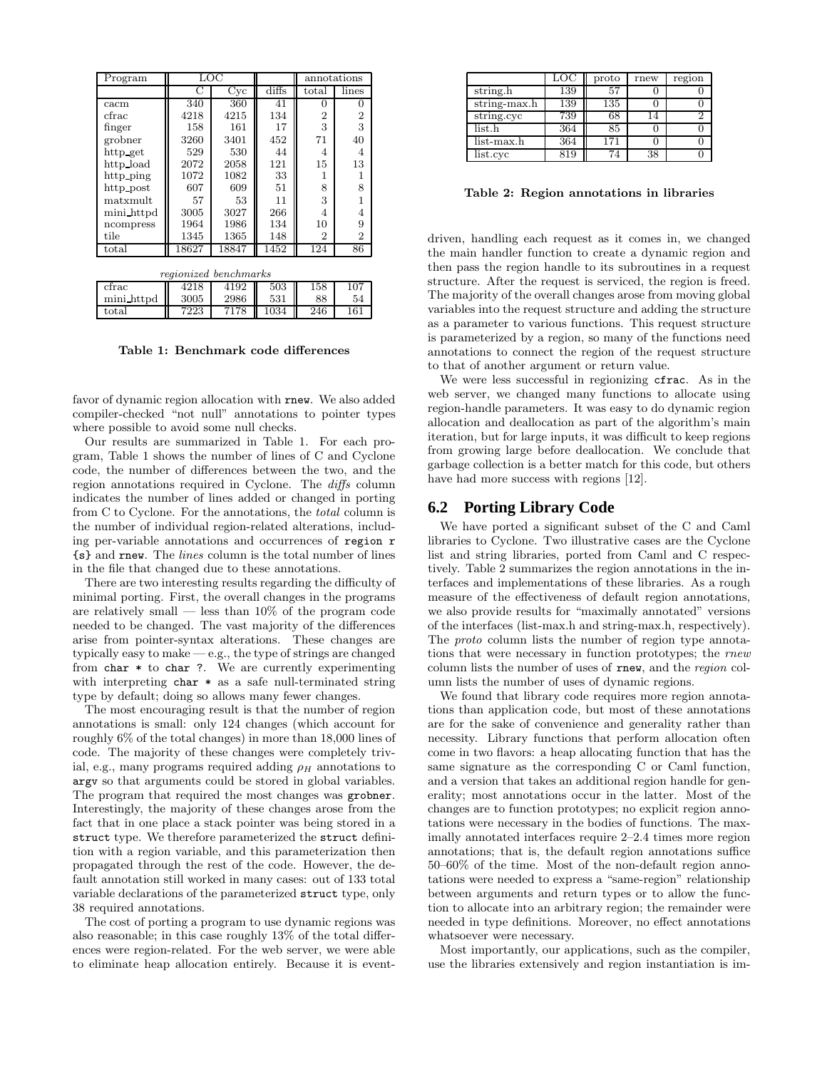| Program | LOC | | | annotations | |
|---|---|---|---|---|---|
| | C | Cyc | diffs | total | lines |
| cacm | 340 | 360 | 41 | 0 | 0 |
| cfrac | 4218 | 4215 | 134 | 2 | 2 |
| finger | 158 | 161 | 17 | 3 | 3 |
| grobner | 3260 | 3401 | 452 | 71 | 40 |
| http_get | 529 | 530 | 44 | 4 | 4 |
| http_load | 2072 | 2058 | 121 | 15 | 13 |
| http_ping | 1072 | 1082 | 33 | 1 | 1 |
| http_post | 607 | 609 | 51 | 8 | 8 |
| matxmult | 57 | 53 | 11 | 3 | 1 |
| mini_httpd | 3005 | 3027 | 266 | 4 | 4 |
| ncompress | 1964 | 1986 | 134 | 10 | 9 |
| tile | 1345 | 1365 | 148 | 2 | 2 |
| total | 18627 | 18847 | 1452 | 124 | 86 |
| *regionized benchmarks* | | | | | |
| cfrac | 4218 | 4192 | 503 | 158 | 107 |
| mini_httpd | 3005 | 2986 | 531 | 88 | 54 |
| total | 7223 | 7178 | 1034 | 246 | 161 |

**Table 1: Benchmark code differences**

favor of dynamic region allocation with `rnew`. We also added compiler-checked "not null" annotations to pointer types where possible to avoid some null checks.

Our results are summarized in Table 1. For each program, Table 1 shows the number of lines of C and Cyclone code, the number of differences between the two, and the region annotations required in Cyclone. The *diffs* column indicates the number of lines added or changed in porting from C to Cyclone. For the annotations, the *total* column is the number of individual region-related alterations, including per-variable annotations and occurrences of `region r {s}` and `rnew`. The *lines* column is the total number of lines in the file that changed due to these annotations.

There are two interesting results regarding the difficulty of minimal porting. First, the overall changes in the programs are relatively small — less than 10% of the program code needed to be changed. The vast majority of the differences arise from pointer-syntax alterations. These changes are typically easy to make — e.g., the type of strings are changed from `char *` to `char ?`. We are currently experimenting with interpreting `char *` as a safe null-terminated string type by default; doing so allows many fewer changes.

The most encouraging result is that the number of region annotations is small: only 124 changes (which account for roughly 6% of the total changes) in more than 18,000 lines of code. The majority of these changes were completely trivial, e.g., many programs required adding $\rho_H$ annotations to `argv` so that arguments could be stored in global variables. The program that required the most changes was `grobner`. Interestingly, the majority of these changes arose from the fact that in one place a stack pointer was being stored in a `struct` type. We therefore parameterized the `struct` definition with a region variable, and this parameterization then propagated through the rest of the code. However, the default annotation still worked in many cases: out of 133 total variable declarations of the parameterized `struct` type, only 38 required annotations.

The cost of porting a program to use dynamic regions was also reasonable; in this case roughly 13% of the total differences were region-related. For the web server, we were able to eliminate heap allocation entirely. Because it is event-driven, handling each request as it comes in, we changed the main handler function to create a dynamic region and then pass the region handle to its subroutines in a request structure. After the request is serviced, the region is freed. The majority of the overall changes arose from moving global variables into the request structure and adding the structure as a parameter to various functions. This request structure is parameterized by a region, so many of the functions need annotations to connect the region of the request structure to that of another argument or return value.

We were less successful in regionizing `cfrac`. As in the web server, we changed many functions to allocate using region-handle parameters. It was easy to do dynamic region allocation and deallocation as part of the algorithm's main iteration, but for large inputs, it was difficult to keep regions from growing large before deallocation. We conclude that garbage collection is a better match for this code, but others have had more success with regions [12].

| | LOC | proto | rnew | region |
|---|---|---|---|---|
| string.h | 139 | 57 | 0 | 0 |
| string-max.h | 139 | 135 | 0 | 0 |
| string.cyc | 739 | 68 | 14 | 2 |
| list.h | 364 | 85 | 0 | 0 |
| list-max.h | 364 | 171 | 0 | 0 |
| list.cyc | 819 | 74 | 38 | 0 |

**Table 2: Region annotations in libraries**

## 6.2 Porting Library Code

We have ported a significant subset of the C and Caml libraries to Cyclone. Two illustrative cases are the Cyclone list and string libraries, ported from Caml and C respectively. Table 2 summarizes the region annotations in the interfaces and implementations of these libraries. As a rough measure of the effectiveness of default region annotations, we also provide results for "maximally annotated" versions of the interfaces (list-max.h and string-max.h, respectively). The *proto* column lists the number of region type annotations that were necessary in function prototypes; the *rnew* column lists the number of uses of `rnew`, and the *region* column lists the number of uses of dynamic regions.

We found that library code requires more region annotations than application code, but most of these annotations are for the sake of convenience and generality rather than necessity. Library functions that perform allocation often come in two flavors: a heap allocating function that has the same signature as the corresponding C or Caml function, and a version that takes an additional region handle for generality; most annotations occur in the latter. Most of the changes are to function prototypes; no explicit region annotations were necessary in the bodies of functions. The maximally annotated interfaces require 2–2.4 times more region annotations; that is, the default region annotations suffice 50–60% of the time. Most of the non-default region annotations were needed to express a "same-region" relationship between arguments and return types or to allow the function to allocate into an arbitrary region; the remainder were needed in type definitions. Moreover, no effect annotations whatsoever were necessary.

Most importantly, our applications, such as the compiler, use the libraries extensively and region instantiation is im-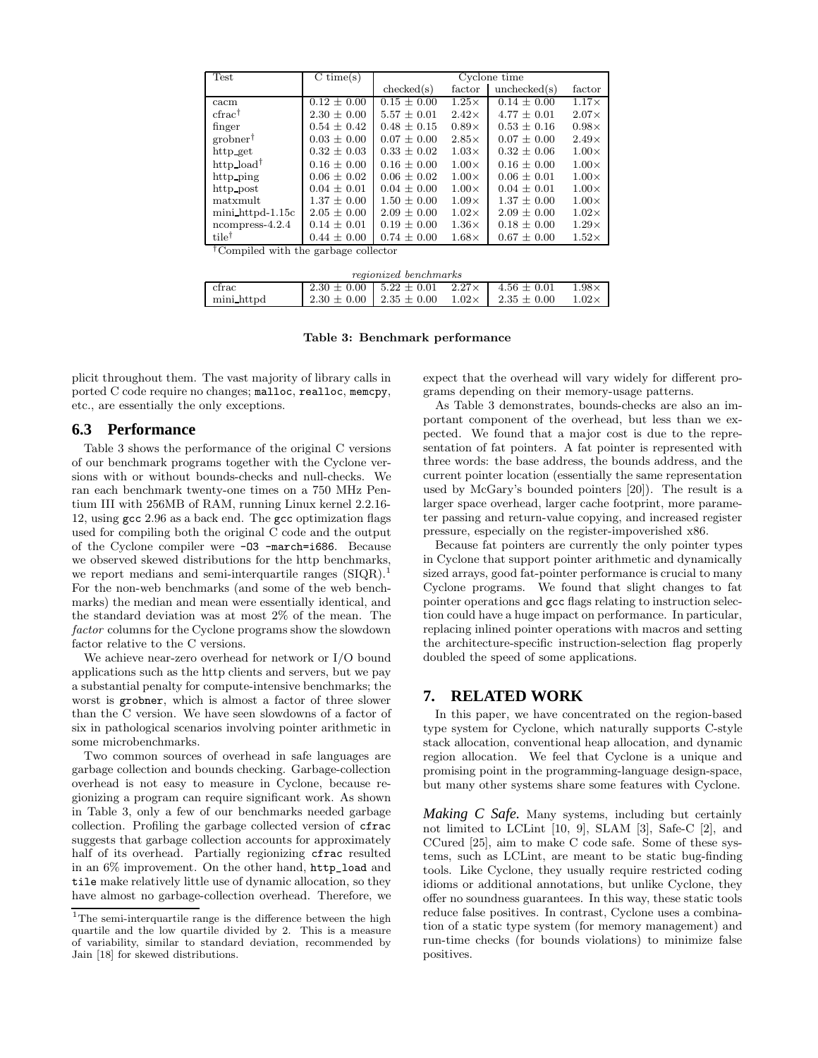| Test | C time(s) | Cyclone time | | | |
|---|---|---|---|---|---|
| | | checked(s) | factor | unchecked(s) | factor |
| cacm | $0.12 \pm 0.00$ | $0.15 \pm 0.00$ | $1.25\times$ | $0.14 \pm 0.00$ | $1.17\times$ |
| cfrac[†] | $2.30 \pm 0.00$ | $5.57 \pm 0.01$ | $2.42\times$ | $4.77 \pm 0.01$ | $2.07\times$ |
| finger | $0.54 \pm 0.42$ | $0.48 \pm 0.15$ | $0.89\times$ | $0.53 \pm 0.16$ | $0.98\times$ |
| grobner[†] | $0.03 \pm 0.00$ | $0.07 \pm 0.00$ | $2.85\times$ | $0.07 \pm 0.00$ | $2.49\times$ |
| http_get | $0.32 \pm 0.03$ | $0.33 \pm 0.02$ | $1.03\times$ | $0.32 \pm 0.06$ | $1.00\times$ |
| http_load[†] | $0.16 \pm 0.00$ | $0.16 \pm 0.00$ | $1.00\times$ | $0.16 \pm 0.00$ | $1.00\times$ |
| http_ping | $0.06 \pm 0.02$ | $0.06 \pm 0.02$ | $1.00\times$ | $0.06 \pm 0.01$ | $1.00\times$ |
| http_post | $0.04 \pm 0.01$ | $0.04 \pm 0.00$ | $1.00\times$ | $0.04 \pm 0.01$ | $1.00\times$ |
| matxmult | $1.37 \pm 0.00$ | $1.50 \pm 0.00$ | $1.09\times$ | $1.37 \pm 0.00$ | $1.00\times$ |
| mini_httpd-1.15c | $2.05 \pm 0.00$ | $2.09 \pm 0.00$ | $1.02\times$ | $2.09 \pm 0.00$ | $1.02\times$ |
| ncompress-4.2.4 | $0.14 \pm 0.01$ | $0.19 \pm 0.00$ | $1.36\times$ | $0.18 \pm 0.00$ | $1.29\times$ |
| tile[†] | $0.44 \pm 0.00$ | $0.74 \pm 0.00$ | $1.68\times$ | $0.67 \pm 0.00$ | $1.52\times$ |

[†]Compiled with the garbage collector

*regionized benchmarks*

| | | | | | |
|---|---|---|---|---|---|
| cfrac | $2.30 \pm 0.00$ | $5.22 \pm 0.01$ | $2.27\times$ | $4.56 \pm 0.01$ | $1.98\times$ |
| mini_httpd | $2.30 \pm 0.00$ | $2.35 \pm 0.00$ | $1.02\times$ | $2.35 \pm 0.00$ | $1.02\times$ |

**Table 3: Benchmark performance**

plicit throughout them. The vast majority of library calls in ported C code require no changes; `malloc`, `realloc`, `memcpy`, etc., are essentially the only exceptions.

## 6.3 Performance

Table 3 shows the performance of the original C versions of our benchmark programs together with the Cyclone versions with or without bounds-checks and null-checks. We ran each benchmark twenty-one times on a 750 MHz Pentium III with 256MB of RAM, running Linux kernel 2.2.16-12, using `gcc` 2.96 as a back end. The `gcc` optimization flags used for compiling both the original C code and the output of the Cyclone compiler were `-O3 -march=i686`. Because we observed skewed distributions for the http benchmarks, we report medians and semi-interquartile ranges (SIQR).[1] For the non-web benchmarks (and some of the web benchmarks) the median and mean were essentially identical, and the standard deviation was at most 2% of the mean. The *factor* columns for the Cyclone programs show the slowdown factor relative to the C versions.

We achieve near-zero overhead for network or I/O bound applications such as the http clients and servers, but we pay a substantial penalty for compute-intensive benchmarks; the worst is `grobner`, which is almost a factor of three slower than the C version. We have seen slowdowns of a factor of six in pathological scenarios involving pointer arithmetic in some microbenchmarks.

Two common sources of overhead in safe languages are garbage collection and bounds checking. Garbage-collection overhead is not easy to measure in Cyclone, because regionizing a program can require significant work. As shown in Table 3, only a few of our benchmarks needed garbage collection. Profiling the garbage collected version of `cfrac` suggests that garbage collection accounts for approximately half of its overhead. Partially regionizing `cfrac` resulted in an 6% improvement. On the other hand, `http_load` and `tile` make relatively little use of dynamic allocation, so they have almost no garbage-collection overhead. Therefore, we expect that the overhead will vary widely for different programs depending on their memory-usage patterns.

As Table 3 demonstrates, bounds-checks are also an important component of the overhead, but less than we expected. We found that a major cost is due to the representation of fat pointers. A fat pointer is represented with three words: the base address, the bounds address, and the current pointer location (essentially the same representation used by McGary's bounded pointers [20]). The result is a larger space overhead, larger cache footprint, more parameter passing and return-value copying, and increased register pressure, especially on the register-impoverished x86.

Because fat pointers are currently the only pointer types in Cyclone that support pointer arithmetic and dynamically sized arrays, good fat-pointer performance is crucial to many Cyclone programs. We found that slight changes to fat pointer operations and `gcc` flags relating to instruction selection could have a huge impact on performance. In particular, replacing inlined pointer operations with macros and setting the architecture-specific instruction-selection flag properly doubled the speed of some applications.

# 7. RELATED WORK

In this paper, we have concentrated on the region-based type system for Cyclone, which naturally supports C-style stack allocation, conventional heap allocation, and dynamic region allocation. We feel that Cyclone is a unique and promising point in the programming-language design-space, but many other systems share some features with Cyclone.

***Making C Safe.*** Many systems, including but certainly not limited to LCLint [10, 9], SLAM [3], Safe-C [2], and CCured [25], aim to make C code safe. Some of these systems, such as LCLint, are meant to be static bug-finding tools. Like Cyclone, they usually require restricted coding idioms or additional annotations, but unlike Cyclone, they offer no soundness guarantees. In this way, these static tools reduce false positives. In contrast, Cyclone uses a combination of a static type system (for memory management) and run-time checks (for bounds violations) to minimize false positives.

[1]The semi-interquartile range is the difference between the high quartile and the low quartile divided by 2. This is a measure of variability, similar to standard deviation, recommended by Jain [18] for skewed distributions.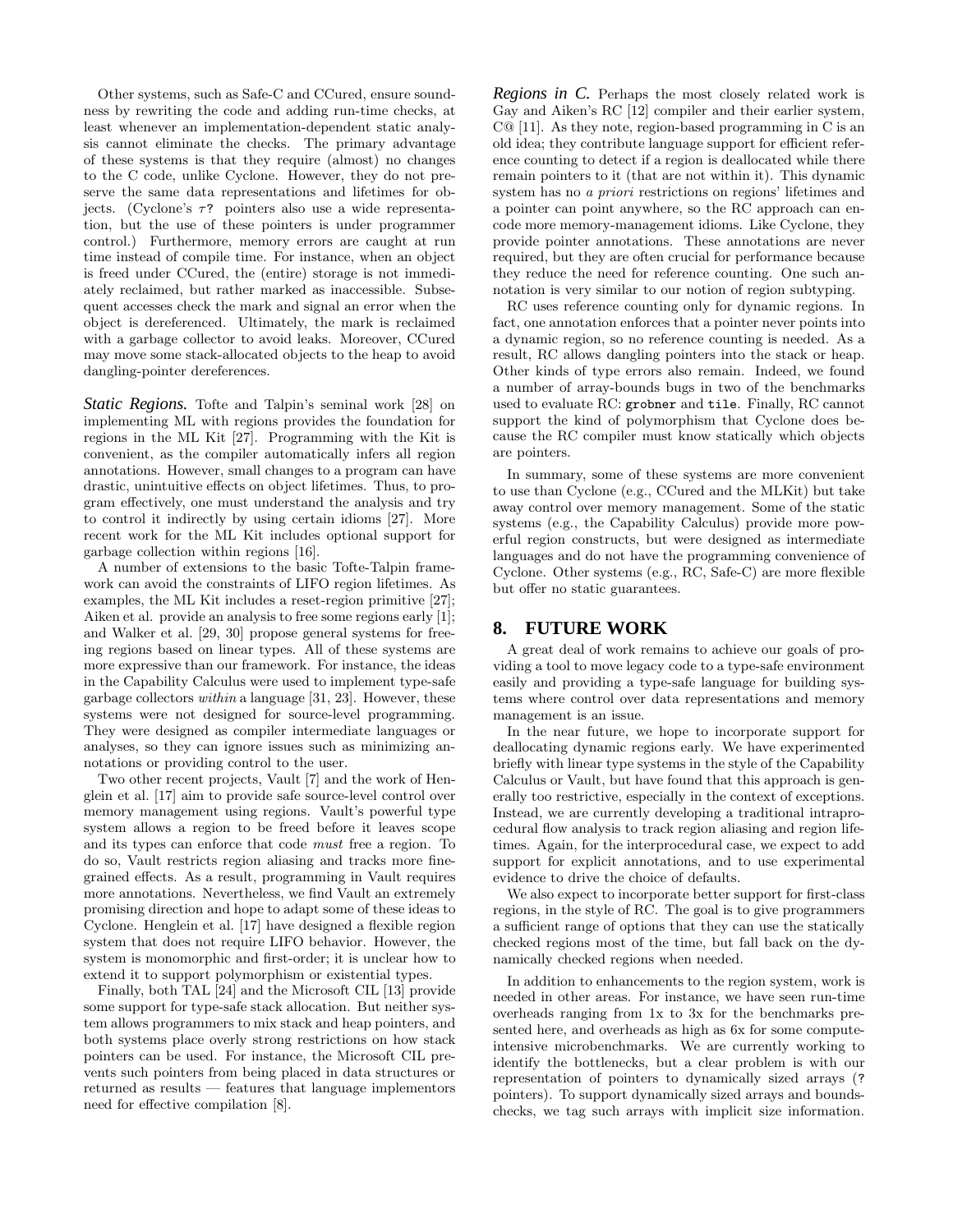Other systems, such as Safe-C and CCured, ensure soundness by rewriting the code and adding run-time checks, at least whenever an implementation-dependent static analysis cannot eliminate the checks. The primary advantage of these systems is that they require (almost) no changes to the C code, unlike Cyclone. However, they do not preserve the same data representations and lifetimes for objects. (Cyclone's $\tau$? pointers also use a wide representation, but the use of these pointers is under programmer control.) Furthermore, memory errors are caught at run time instead of compile time. For instance, when an object is freed under CCured, the (entire) storage is not immediately reclaimed, but rather marked as inaccessible. Subsequent accesses check the mark and signal an error when the object is dereferenced. Ultimately, the mark is reclaimed with a garbage collector to avoid leaks. Moreover, CCured may move some stack-allocated objects to the heap to avoid dangling-pointer dereferences.

***Static Regions.*** Tofte and Talpin's seminal work [28] on implementing ML with regions provides the foundation for regions in the ML Kit [27]. Programming with the Kit is convenient, as the compiler automatically infers all region annotations. However, small changes to a program can have drastic, unintuitive effects on object lifetimes. Thus, to program effectively, one must understand the analysis and try to control it indirectly by using certain idioms [27]. More recent work for the ML Kit includes optional support for garbage collection within regions [16].

A number of extensions to the basic Tofte-Talpin framework can avoid the constraints of LIFO region lifetimes. As examples, the ML Kit includes a reset-region primitive [27]; Aiken et al. provide an analysis to free some regions early [1]; and Walker et al. [29, 30] propose general systems for freeing regions based on linear types. All of these systems are more expressive than our framework. For instance, the ideas in the Capability Calculus were used to implement type-safe garbage collectors *within* a language [31, 23]. However, these systems were not designed for source-level programming. They were designed as compiler intermediate languages or analyses, so they can ignore issues such as minimizing annotations or providing control to the user.

Two other recent projects, Vault [7] and the work of Henglein et al. [17] aim to provide safe source-level control over memory management using regions. Vault's powerful type system allows a region to be freed before it leaves scope and its types can enforce that code *must* free a region. To do so, Vault restricts region aliasing and tracks more fine-grained effects. As a result, programming in Vault requires more annotations. Nevertheless, we find Vault an extremely promising direction and hope to adapt some of these ideas to Cyclone. Henglein et al. [17] have designed a flexible region system that does not require LIFO behavior. However, the system is monomorphic and first-order; it is unclear how to extend it to support polymorphism or existential types.

Finally, both TAL [24] and the Microsoft CIL [13] provide some support for type-safe stack allocation. But neither system allows programmers to mix stack and heap pointers, and both systems place overly strong restrictions on how stack pointers can be used. For instance, the Microsoft CIL prevents such pointers from being placed in data structures or returned as results — features that language implementors need for effective compilation [8].

***Regions in C.*** Perhaps the most closely related work is Gay and Aiken's RC [12] compiler and their earlier system, C@ [11]. As they note, region-based programming in C is an old idea; they contribute language support for efficient reference counting to detect if a region is deallocated while there remain pointers to it (that are not within it). This dynamic system has no *a priori* restrictions on regions' lifetimes and a pointer can point anywhere, so the RC approach can encode more memory-management idioms. Like Cyclone, they provide pointer annotations. These annotations are never required, but they are often crucial for performance because they reduce the need for reference counting. One such annotation is very similar to our notion of region subtyping.

RC uses reference counting only for dynamic regions. In fact, one annotation enforces that a pointer never points into a dynamic region, so no reference counting is needed. As a result, RC allows dangling pointers into the stack or heap. Other kinds of type errors also remain. Indeed, we found a number of array-bounds bugs in two of the benchmarks used to evaluate RC: `grobner` and `tile`. Finally, RC cannot support the kind of polymorphism that Cyclone does because the RC compiler must know statically which objects are pointers.

In summary, some of these systems are more convenient to use than Cyclone (e.g., CCured and the MLKit) but take away control over memory management. Some of the static systems (e.g., the Capability Calculus) provide more powerful region constructs, but were designed as intermediate languages and do not have the programming convenience of Cyclone. Other systems (e.g., RC, Safe-C) are more flexible but offer no static guarantees.

## 8. FUTURE WORK

A great deal of work remains to achieve our goals of providing a tool to move legacy code to a type-safe environment easily and providing a type-safe language for building systems where control over data representations and memory management is an issue.

In the near future, we hope to incorporate support for deallocating dynamic regions early. We have experimented briefly with linear type systems in the style of the Capability Calculus or Vault, but have found that this approach is generally too restrictive, especially in the context of exceptions. Instead, we are currently developing a traditional intraprocedural flow analysis to track region aliasing and region lifetimes. Again, for the interprocedural case, we expect to add support for explicit annotations, and to use experimental evidence to drive the choice of defaults.

We also expect to incorporate better support for first-class regions, in the style of RC. The goal is to give programmers a sufficient range of options that they can use the statically checked regions most of the time, but fall back on the dynamically checked regions when needed.

In addition to enhancements to the region system, work is needed in other areas. For instance, we have seen run-time overheads ranging from 1x to 3x for the benchmarks presented here, and overheads as high as 6x for some compute-intensive microbenchmarks. We are currently working to identify the bottlenecks, but a clear problem is with our representation of pointers to dynamically sized arrays (? pointers). To support dynamically sized arrays and bounds-checks, we tag such arrays with implicit size information.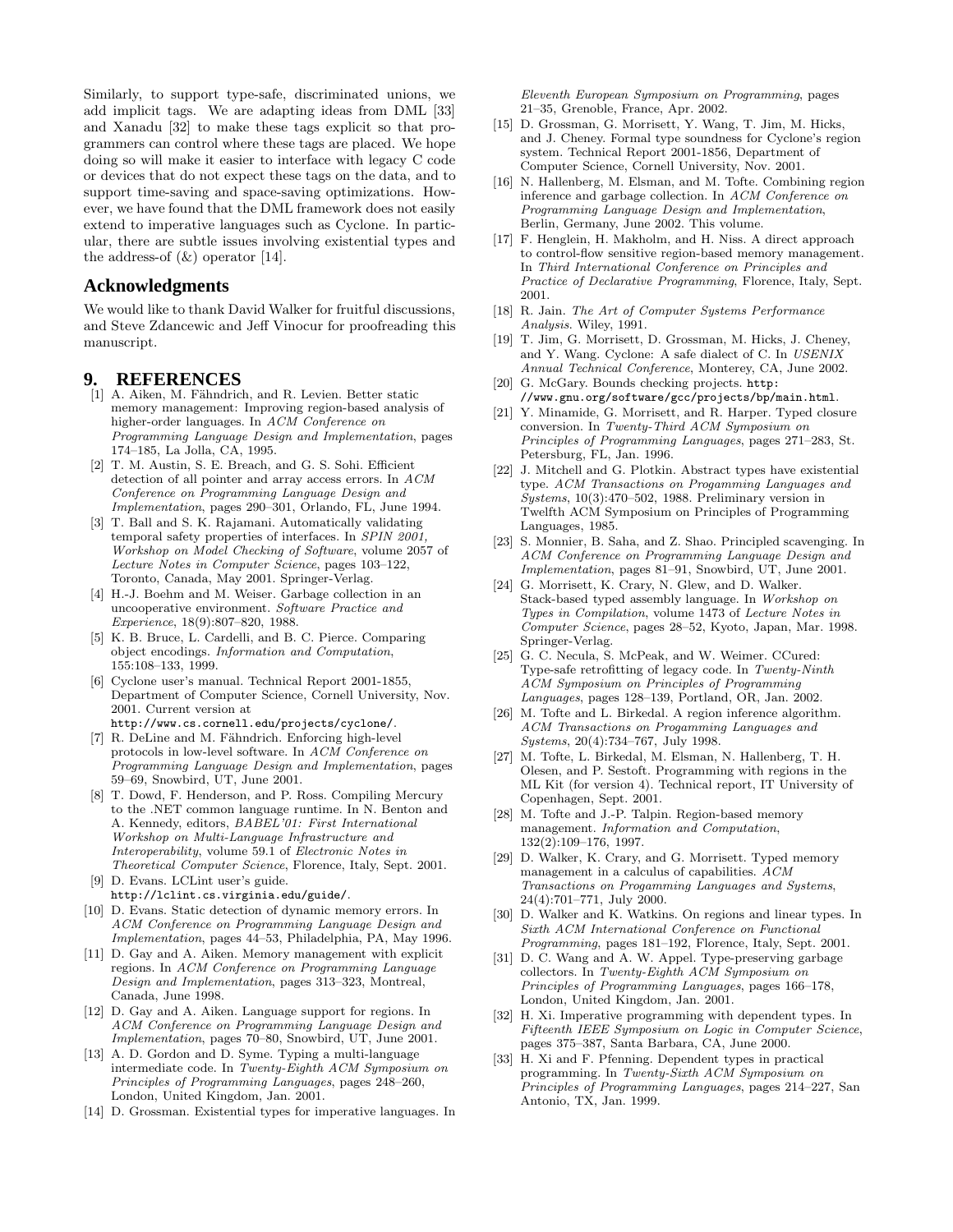Similarly, to support type-safe, discriminated unions, we add implicit tags. We are adapting ideas from DML [33] and Xanadu [32] to make these tags explicit so that programmers can control where these tags are placed. We hope doing so will make it easier to interface with legacy C code or devices that do not expect these tags on the data, and to support time-saving and space-saving optimizations. However, we have found that the DML framework does not easily extend to imperative languages such as Cyclone. In particular, there are subtle issues involving existential types and the address-of (&) operator [14].

## Acknowledgments

We would like to thank David Walker for fruitful discussions, and Steve Zdancewic and Jeff Vinocur for proofreading this manuscript.

# 9. REFERENCES

[1] A. Aiken, M. Fähndrich, and R. Levien. Better static memory management: Improving region-based analysis of higher-order languages. In *ACM Conference on Programming Language Design and Implementation*, pages 174–185, La Jolla, CA, 1995.

[2] T. M. Austin, S. E. Breach, and G. S. Sohi. Efficient detection of all pointer and array access errors. In *ACM Conference on Programming Language Design and Implementation*, pages 290–301, Orlando, FL, June 1994.

[3] T. Ball and S. K. Rajamani. Automatically validating temporal safety properties of interfaces. In *SPIN 2001, Workshop on Model Checking of Software*, volume 2057 of *Lecture Notes in Computer Science*, pages 103–122, Toronto, Canada, May 2001. Springer-Verlag.

[4] H.-J. Boehm and M. Weiser. Garbage collection in an uncooperative environment. *Software Practice and Experience*, 18(9):807–820, 1988.

[5] K. B. Bruce, L. Cardelli, and B. C. Pierce. Comparing object encodings. *Information and Computation*, 155:108–133, 1999.

[6] Cyclone user's manual. Technical Report 2001-1855, Department of Computer Science, Cornell University, Nov. 2001. Current version at `http://www.cs.cornell.edu/projects/cyclone/`.

[7] R. DeLine and M. Fähndrich. Enforcing high-level protocols in low-level software. In *ACM Conference on Programming Language Design and Implementation*, pages 59–69, Snowbird, UT, June 2001.

[8] T. Dowd, F. Henderson, and P. Ross. Compiling Mercury to the .NET common language runtime. In N. Benton and A. Kennedy, editors, *BABEL'01: First International Workshop on Multi-Language Infrastructure and Interoperability*, volume 59.1 of *Electronic Notes in Theoretical Computer Science*, Florence, Italy, Sept. 2001.

[9] D. Evans. LCLint user's guide. `http://lclint.cs.virginia.edu/guide/`.

[10] D. Evans. Static detection of dynamic memory errors. In *ACM Conference on Programming Language Design and Implementation*, pages 44–53, Philadelphia, PA, May 1996.

[11] D. Gay and A. Aiken. Memory management with explicit regions. In *ACM Conference on Programming Language Design and Implementation*, pages 313–323, Montreal, Canada, June 1998.

[12] D. Gay and A. Aiken. Language support for regions. In *ACM Conference on Programming Language Design and Implementation*, pages 70–80, Snowbird, UT, June 2001.

[13] A. D. Gordon and D. Syme. Typing a multi-language intermediate code. In *Twenty-Eighth ACM Symposium on Principles of Programming Languages*, pages 248–260, London, United Kingdom, Jan. 2001.

[14] D. Grossman. Existential types for imperative languages. In *Eleventh European Symposium on Programming*, pages 21–35, Grenoble, France, Apr. 2002.

[15] D. Grossman, G. Morrisett, Y. Wang, T. Jim, M. Hicks, and J. Cheney. Formal type soundness for Cyclone's region system. Technical Report 2001-1856, Department of Computer Science, Cornell University, Nov. 2001.

[16] N. Hallenberg, M. Elsman, and M. Tofte. Combining region inference and garbage collection. In *ACM Conference on Programming Language Design and Implementation*, Berlin, Germany, June 2002. This volume.

[17] F. Henglein, H. Makholm, and H. Niss. A direct approach to control-flow sensitive region-based memory management. In *Third International Conference on Principles and Practice of Declarative Programming*, Florence, Italy, Sept. 2001.

[18] R. Jain. *The Art of Computer Systems Performance Analysis*. Wiley, 1991.

[19] T. Jim, G. Morrisett, D. Grossman, M. Hicks, J. Cheney, and Y. Wang. Cyclone: A safe dialect of C. In *USENIX Annual Technical Conference*, Monterey, CA, June 2002.

[20] G. McGary. Bounds checking projects. `http://www.gnu.org/software/gcc/projects/bp/main.html`.

[21] Y. Minamide, G. Morrisett, and R. Harper. Typed closure conversion. In *Twenty-Third ACM Symposium on Principles of Programming Languages*, pages 271–283, St. Petersburg, FL, Jan. 1996.

[22] J. Mitchell and G. Plotkin. Abstract types have existential type. *ACM Transactions on Progamming Languages and Systems*, 10(3):470–502, 1988. Preliminary version in Twelfth ACM Symposium on Principles of Programming Languages, 1985.

[23] S. Monnier, B. Saha, and Z. Shao. Principled scavenging. In *ACM Conference on Programming Language Design and Implementation*, pages 81–91, Snowbird, UT, June 2001.

[24] G. Morrisett, K. Crary, N. Glew, and D. Walker. Stack-based typed assembly language. In *Workshop on Types in Compilation*, volume 1473 of *Lecture Notes in Computer Science*, pages 28–52, Kyoto, Japan, Mar. 1998. Springer-Verlag.

[25] G. C. Necula, S. McPeak, and W. Weimer. CCured: Type-safe retrofitting of legacy code. In *Twenty-Ninth ACM Symposium on Principles of Programming Languages*, pages 128–139, Portland, OR, Jan. 2002.

[26] M. Tofte and L. Birkedal. A region inference algorithm. *ACM Transactions on Progamming Languages and Systems*, 20(4):734–767, July 1998.

[27] M. Tofte, L. Birkedal, M. Elsman, N. Hallenberg, T. H. Olesen, and P. Sestoft. Programming with regions in the ML Kit (for version 4). Technical report, IT University of Copenhagen, Sept. 2001.

[28] M. Tofte and J.-P. Talpin. Region-based memory management. *Information and Computation*, 132(2):109–176, 1997.

[29] D. Walker, K. Crary, and G. Morrisett. Typed memory management in a calculus of capabilities. *ACM Transactions on Progamming Languages and Systems*, 24(4):701–771, July 2000.

[30] D. Walker and K. Watkins. On regions and linear types. In *Sixth ACM International Conference on Functional Programming*, pages 181–192, Florence, Italy, Sept. 2001.

[31] D. C. Wang and A. W. Appel. Type-preserving garbage collectors. In *Twenty-Eighth ACM Symposium on Principles of Programming Languages*, pages 166–178, London, United Kingdom, Jan. 2001.

[32] H. Xi. Imperative programming with dependent types. In *Fifteenth IEEE Symposium on Logic in Computer Science*, pages 375–387, Santa Barbara, CA, June 2000.

[33] H. Xi and F. Pfenning. Dependent types in practical programming. In *Twenty-Sixth ACM Symposium on Principles of Programming Languages*, pages 214–227, San Antonio, TX, Jan. 1999.